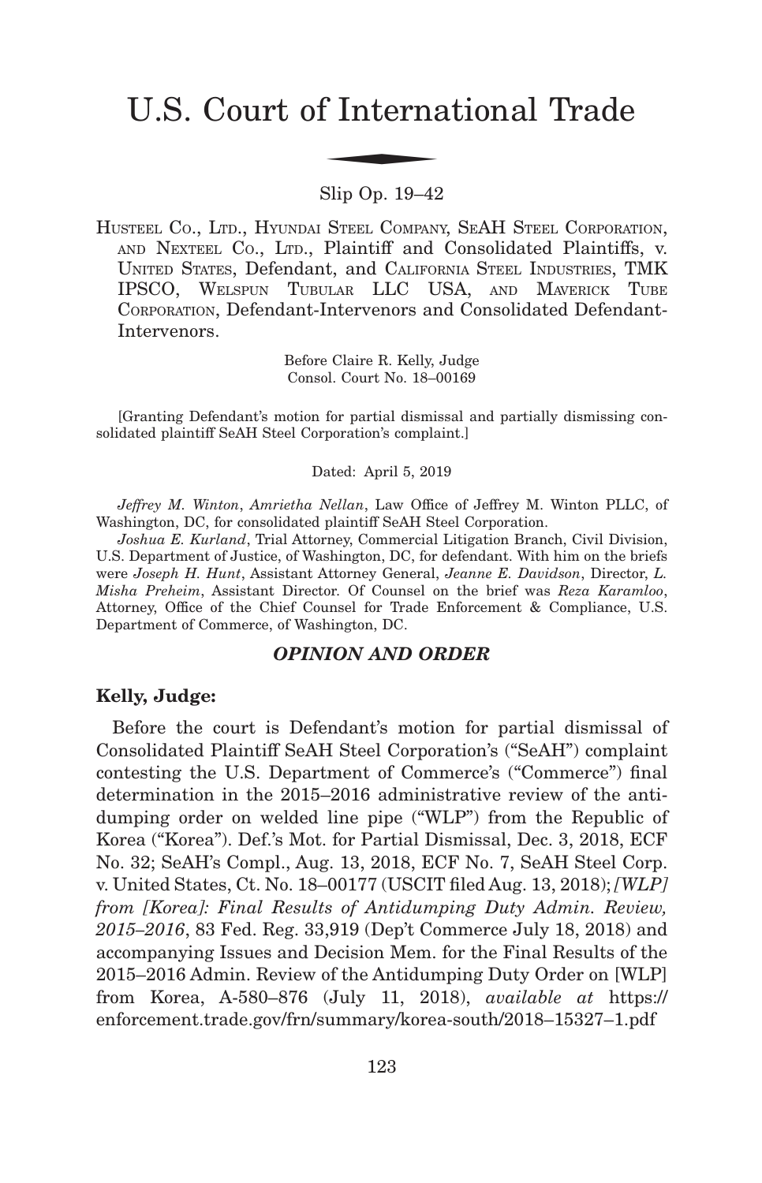# U.S. Court of International Trade

Slip Op. 19–42

HUSTEEL CO., LTD., HYUNDAI STEEL COMPANY, SEAH STEEL CORPORATION, AND NEXTEEL CO., LTD., Plaintiff and Consolidated Plaintiffs, v. UNITED STATES, Defendant, and CALIFORNIA STEEL INDUSTRIES, TMK IPSCO, WELSPUN TUBULAR LLC USA, AND MAVERICK TUBE CORPORATION, Defendant-Intervenors and Consolidated Defendant-Intervenors.

Before Claire R. Kelly, Judge
Consol. Court No. 18–00169

[Granting Defendant's motion for partial dismissal and partially dismissing consolidated plaintiff SeAH Steel Corporation's complaint.]

Dated: April 5, 2019

*Jeffrey M. Winton*, *Amrietha Nellan*, Law Office of Jeffrey M. Winton PLLC, of Washington, DC, for consolidated plaintiff SeAH Steel Corporation.

*Joshua E. Kurland*, Trial Attorney, Commercial Litigation Branch, Civil Division, U.S. Department of Justice, of Washington, DC, for defendant. With him on the briefs were *Joseph H. Hunt*, Assistant Attorney General, *Jeanne E. Davidson*, Director, *L. Misha Preheim*, Assistant Director. Of Counsel on the brief was *Reza Karamloo*, Attorney, Office of the Chief Counsel for Trade Enforcement & Compliance, U.S. Department of Commerce, of Washington, DC.

## *OPINION AND ORDER*

**Kelly, Judge:**

Before the court is Defendant's motion for partial dismissal of Consolidated Plaintiff SeAH Steel Corporation's ("SeAH") complaint contesting the U.S. Department of Commerce's ("Commerce") final determination in the 2015–2016 administrative review of the antidumping order on welded line pipe ("WLP") from the Republic of Korea ("Korea"). Def.'s Mot. for Partial Dismissal, Dec. 3, 2018, ECF No. 32; SeAH's Compl., Aug. 13, 2018, ECF No. 7, SeAH Steel Corp. v. United States, Ct. No. 18–00177 (USCIT filed Aug. 13, 2018); *[WLP] from [Korea]: Final Results of Antidumping Duty Admin. Review, 2015–2016*, 83 Fed. Reg. 33,919 (Dep't Commerce July 18, 2018) and accompanying Issues and Decision Mem. for the Final Results of the 2015–2016 Admin. Review of the Antidumping Duty Order on [WLP] from Korea, A-580–876 (July 11, 2018), *available at* https://enforcement.trade.gov/frn/summary/korea-south/2018–15327–1.pdf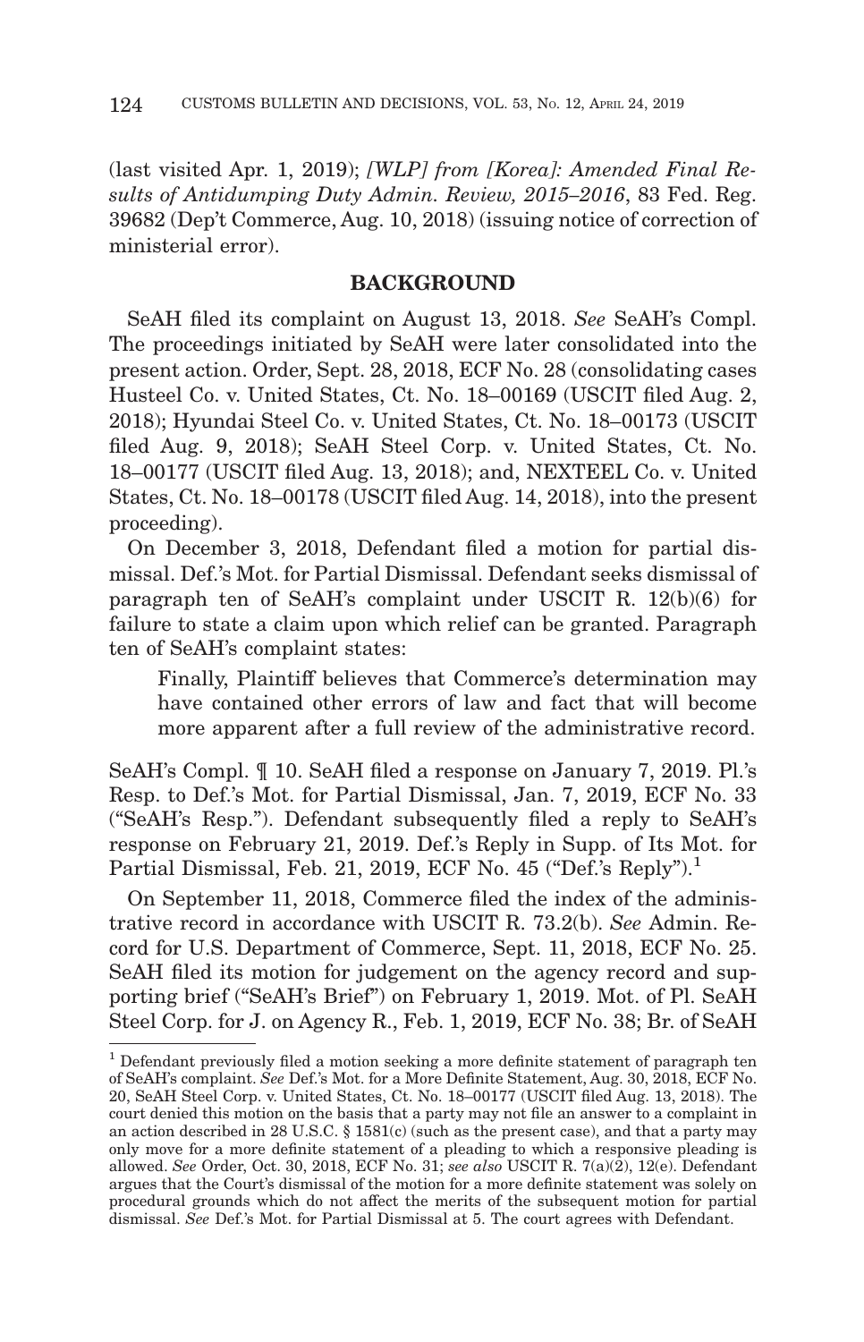(last visited Apr. 1, 2019); *[WLP] from [Korea]: Amended Final Results of Antidumping Duty Admin. Review, 2015–2016*, 83 Fed. Reg. 39682 (Dep't Commerce, Aug. 10, 2018) (issuing notice of correction of ministerial error).

## BACKGROUND

SeAH filed its complaint on August 13, 2018. *See* SeAH's Compl. The proceedings initiated by SeAH were later consolidated into the present action. Order, Sept. 28, 2018, ECF No. 28 (consolidating cases Husteel Co. v. United States, Ct. No. 18–00169 (USCIT filed Aug. 2, 2018); Hyundai Steel Co. v. United States, Ct. No. 18–00173 (USCIT filed Aug. 9, 2018); SeAH Steel Corp. v. United States, Ct. No. 18–00177 (USCIT filed Aug. 13, 2018); and, NEXTEEL Co. v. United States, Ct. No. 18–00178 (USCIT filed Aug. 14, 2018), into the present proceeding).

On December 3, 2018, Defendant filed a motion for partial dismissal. Def.'s Mot. for Partial Dismissal. Defendant seeks dismissal of paragraph ten of SeAH's complaint under USCIT R. 12(b)(6) for failure to state a claim upon which relief can be granted. Paragraph ten of SeAH's complaint states:

> Finally, Plaintiff believes that Commerce's determination may have contained other errors of law and fact that will become more apparent after a full review of the administrative record.

SeAH's Compl. ¶ 10. SeAH filed a response on January 7, 2019. Pl.'s Resp. to Def.'s Mot. for Partial Dismissal, Jan. 7, 2019, ECF No. 33 ("SeAH's Resp."). Defendant subsequently filed a reply to SeAH's response on February 21, 2019. Def.'s Reply in Supp. of Its Mot. for Partial Dismissal, Feb. 21, 2019, ECF No. 45 ("Def.'s Reply").[1]

On September 11, 2018, Commerce filed the index of the administrative record in accordance with USCIT R. 73.2(b). *See* Admin. Record for U.S. Department of Commerce, Sept. 11, 2018, ECF No. 25. SeAH filed its motion for judgement on the agency record and supporting brief ("SeAH's Brief") on February 1, 2019. Mot. of Pl. SeAH Steel Corp. for J. on Agency R., Feb. 1, 2019, ECF No. 38; Br. of SeAH

---

[1] Defendant previously filed a motion seeking a more definite statement of paragraph ten of SeAH's complaint. *See* Def.'s Mot. for a More Definite Statement, Aug. 30, 2018, ECF No. 20, SeAH Steel Corp. v. United States, Ct. No. 18–00177 (USCIT filed Aug. 13, 2018). The court denied this motion on the basis that a party may not file an answer to a complaint in an action described in 28 U.S.C. § 1581(c) (such as the present case), and that a party may only move for a more definite statement of a pleading to which a responsive pleading is allowed. *See* Order, Oct. 30, 2018, ECF No. 31; *see also* USCIT R. 7(a)(2), 12(e). Defendant argues that the Court's dismissal of the motion for a more definite statement was solely on procedural grounds which do not affect the merits of the subsequent motion for partial dismissal. *See* Def.'s Mot. for Partial Dismissal at 5. The court agrees with Defendant.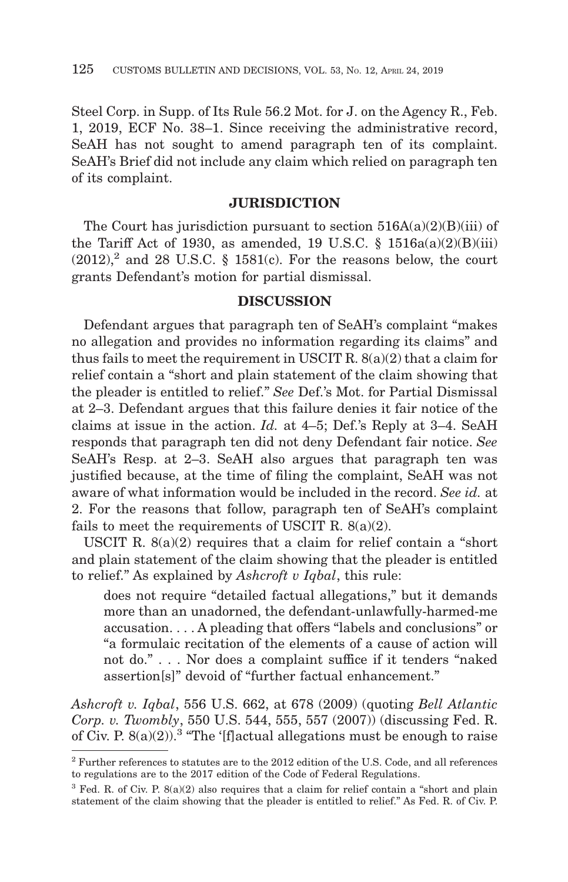Steel Corp. in Supp. of Its Rule 56.2 Mot. for J. on the Agency R., Feb. 1, 2019, ECF No. 38–1. Since receiving the administrative record, SeAH has not sought to amend paragraph ten of its complaint. SeAH's Brief did not include any claim which relied on paragraph ten of its complaint.

## JURISDICTION

The Court has jurisdiction pursuant to section 516A(a)(2)(B)(iii) of the Tariff Act of 1930, as amended, 19 U.S.C. § 1516a(a)(2)(B)(iii) (2012),[2] and 28 U.S.C. § 1581(c). For the reasons below, the court grants Defendant's motion for partial dismissal.

## DISCUSSION

Defendant argues that paragraph ten of SeAH's complaint "makes no allegation and provides no information regarding its claims" and thus fails to meet the requirement in USCIT R. 8(a)(2) that a claim for relief contain a "short and plain statement of the claim showing that the pleader is entitled to relief." *See* Def.'s Mot. for Partial Dismissal at 2–3. Defendant argues that this failure denies it fair notice of the claims at issue in the action. *Id.* at 4–5; Def.'s Reply at 3–4. SeAH responds that paragraph ten did not deny Defendant fair notice. *See* SeAH's Resp. at 2–3. SeAH also argues that paragraph ten was justified because, at the time of filing the complaint, SeAH was not aware of what information would be included in the record. *See id.* at 2. For the reasons that follow, paragraph ten of SeAH's complaint fails to meet the requirements of USCIT R. 8(a)(2).

USCIT R. 8(a)(2) requires that a claim for relief contain a "short and plain statement of the claim showing that the pleader is entitled to relief." As explained by *Ashcroft v Iqbal*, this rule:

> does not require "detailed factual allegations," but it demands more than an unadorned, the defendant-unlawfully-harmed-me accusation. . . . A pleading that offers "labels and conclusions" or "a formulaic recitation of the elements of a cause of action will not do." . . . Nor does a complaint suffice if it tenders "naked assertion[s]" devoid of "further factual enhancement."

*Ashcroft v. Iqbal*, 556 U.S. 662, at 678 (2009) (quoting *Bell Atlantic Corp. v. Twombly*, 550 U.S. 544, 555, 557 (2007)) (discussing Fed. R. of Civ. P. 8(a)(2)).[3] "The '[f]actual allegations must be enough to raise

---

[2] Further references to statutes are to the 2012 edition of the U.S. Code, and all references to regulations are to the 2017 edition of the Code of Federal Regulations.

[3] Fed. R. of Civ. P. 8(a)(2) also requires that a claim for relief contain a "short and plain statement of the claim showing that the pleader is entitled to relief." As Fed. R. of Civ. P.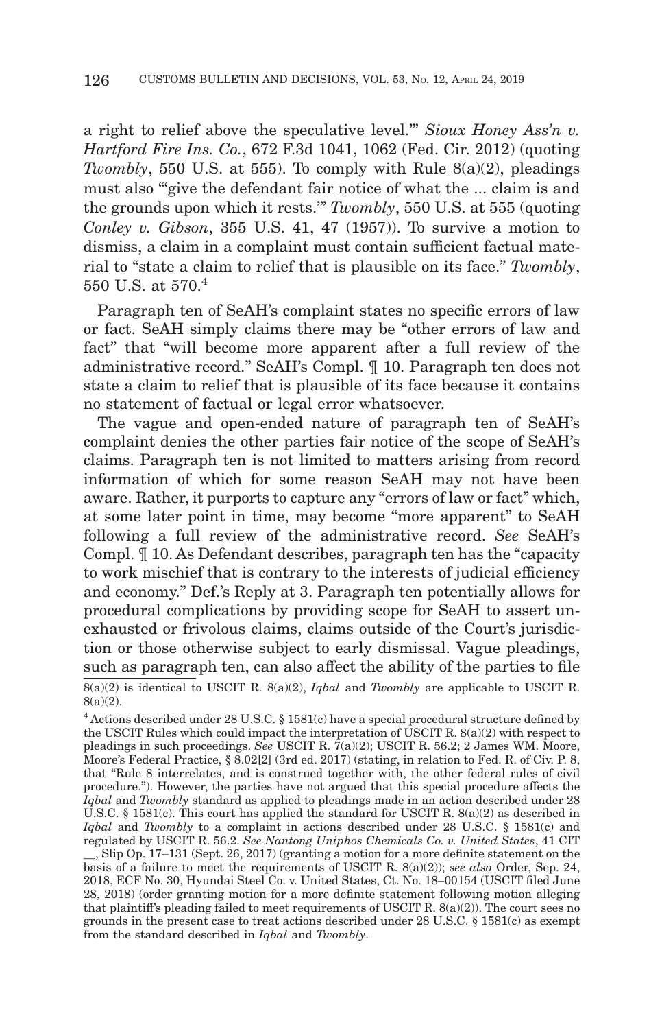a right to relief above the speculative level.'" *Sioux Honey Ass'n v. Hartford Fire Ins. Co.*, 672 F.3d 1041, 1062 (Fed. Cir. 2012) (quoting *Twombly*, 550 U.S. at 555). To comply with Rule 8(a)(2), pleadings must also "'give the defendant fair notice of what the ... claim is and the grounds upon which it rests.'" *Twombly*, 550 U.S. at 555 (quoting *Conley v. Gibson*, 355 U.S. 41, 47 (1957)). To survive a motion to dismiss, a claim in a complaint must contain sufficient factual material to "state a claim to relief that is plausible on its face." *Twombly*, 550 U.S. at 570.[4]

Paragraph ten of SeAH's complaint states no specific errors of law or fact. SeAH simply claims there may be "other errors of law and fact" that "will become more apparent after a full review of the administrative record." SeAH's Compl. ¶ 10. Paragraph ten does not state a claim to relief that is plausible of its face because it contains no statement of factual or legal error whatsoever.

The vague and open-ended nature of paragraph ten of SeAH's complaint denies the other parties fair notice of the scope of SeAH's claims. Paragraph ten is not limited to matters arising from record information of which for some reason SeAH may not have been aware. Rather, it purports to capture any "errors of law or fact" which, at some later point in time, may become "more apparent" to SeAH following a full review of the administrative record. *See* SeAH's Compl. ¶ 10. As Defendant describes, paragraph ten has the "capacity to work mischief that is contrary to the interests of judicial efficiency and economy." Def.'s Reply at 3. Paragraph ten potentially allows for procedural complications by providing scope for SeAH to assert unexhausted or frivolous claims, claims outside of the Court's jurisdiction or those otherwise subject to early dismissal. Vague pleadings, such as paragraph ten, can also affect the ability of the parties to file

8(a)(2) is identical to USCIT R. 8(a)(2), *Iqbal* and *Twombly* are applicable to USCIT R. 8(a)(2).

[4] Actions described under 28 U.S.C. § 1581(c) have a special procedural structure defined by the USCIT Rules which could impact the interpretation of USCIT R. 8(a)(2) with respect to pleadings in such proceedings. *See* USCIT R. 7(a)(2); USCIT R. 56.2; 2 James WM. Moore, Moore's Federal Practice, § 8.02[2] (3rd ed. 2017) (stating, in relation to Fed. R. of Civ. P. 8, that "Rule 8 interrelates, and is construed together with, the other federal rules of civil procedure."). However, the parties have not argued that this special procedure affects the *Iqbal* and *Twombly* standard as applied to pleadings made in an action described under 28 U.S.C. § 1581(c). This court has applied the standard for USCIT R. 8(a)(2) as described in *Iqbal* and *Twombly* to a complaint in actions described under 28 U.S.C. § 1581(c) and regulated by USCIT R. 56.2. *See Nantong Uniphos Chemicals Co. v. United States*, 41 CIT __, Slip Op. 17–131 (Sept. 26, 2017) (granting a motion for a more definite statement on the basis of a failure to meet the requirements of USCIT R. 8(a)(2)); *see also* Order, Sep. 24, 2018, ECF No. 30, Hyundai Steel Co. v. United States, Ct. No. 18–00154 (USCIT filed June 28, 2018) (order granting motion for a more definite statement following motion alleging that plaintiff's pleading failed to meet requirements of USCIT R. 8(a)(2)). The court sees no grounds in the present case to treat actions described under 28 U.S.C. § 1581(c) as exempt from the standard described in *Iqbal* and *Twombly*.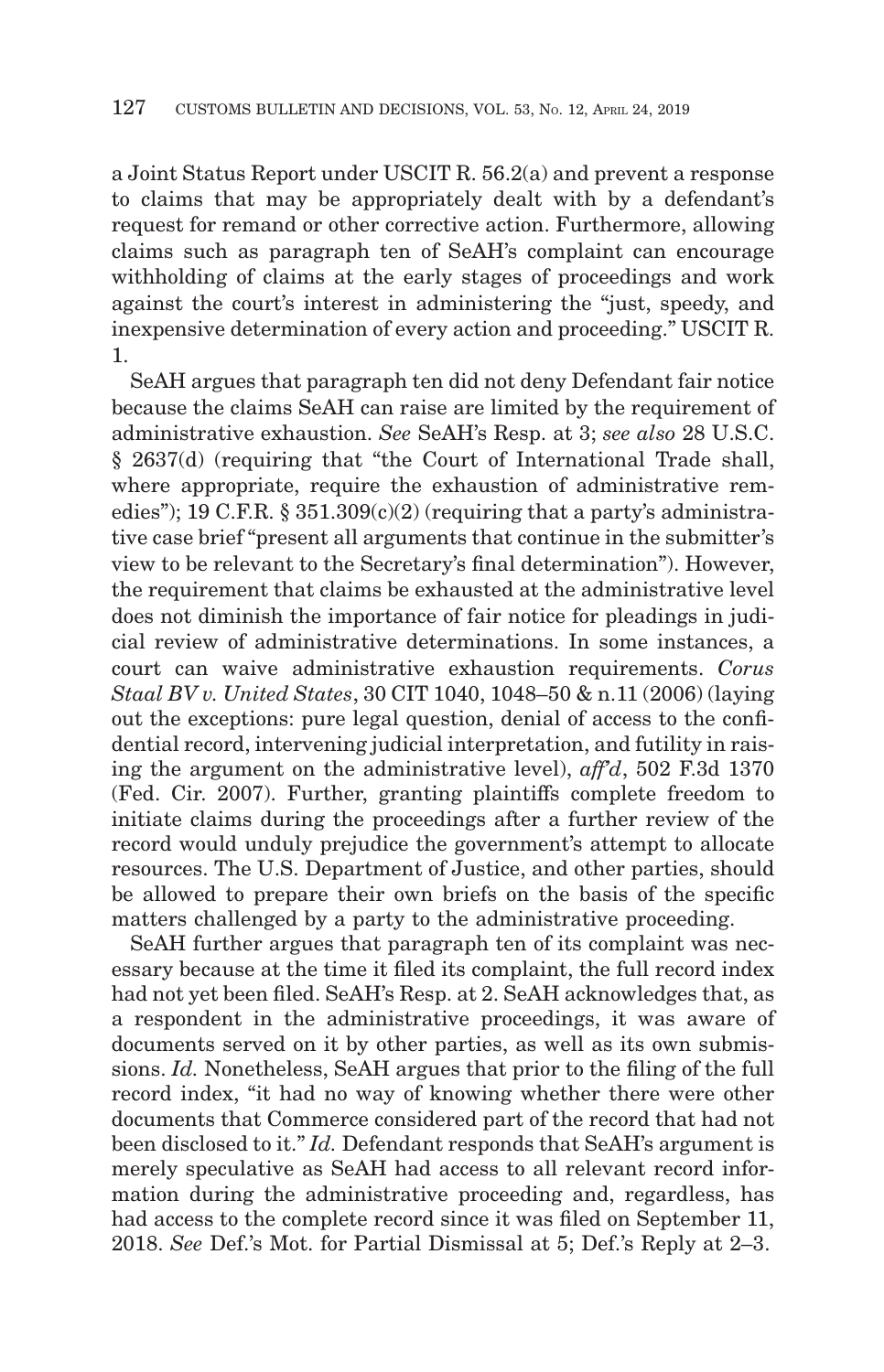a Joint Status Report under USCIT R. 56.2(a) and prevent a response to claims that may be appropriately dealt with by a defendant's request for remand or other corrective action. Furthermore, allowing claims such as paragraph ten of SeAH's complaint can encourage withholding of claims at the early stages of proceedings and work against the court's interest in administering the "just, speedy, and inexpensive determination of every action and proceeding." USCIT R. 1.

SeAH argues that paragraph ten did not deny Defendant fair notice because the claims SeAH can raise are limited by the requirement of administrative exhaustion. *See* SeAH's Resp. at 3; *see also* 28 U.S.C. § 2637(d) (requiring that "the Court of International Trade shall, where appropriate, require the exhaustion of administrative remedies"); 19 C.F.R. § 351.309(c)(2) (requiring that a party's administrative case brief "present all arguments that continue in the submitter's view to be relevant to the Secretary's final determination"). However, the requirement that claims be exhausted at the administrative level does not diminish the importance of fair notice for pleadings in judicial review of administrative determinations. In some instances, a court can waive administrative exhaustion requirements. *Corus Staal BV v. United States*, 30 CIT 1040, 1048–50 & n.11 (2006) (laying out the exceptions: pure legal question, denial of access to the confidential record, intervening judicial interpretation, and futility in raising the argument on the administrative level), *aff'd*, 502 F.3d 1370 (Fed. Cir. 2007). Further, granting plaintiffs complete freedom to initiate claims during the proceedings after a further review of the record would unduly prejudice the government's attempt to allocate resources. The U.S. Department of Justice, and other parties, should be allowed to prepare their own briefs on the basis of the specific matters challenged by a party to the administrative proceeding.

SeAH further argues that paragraph ten of its complaint was necessary because at the time it filed its complaint, the full record index had not yet been filed. SeAH's Resp. at 2. SeAH acknowledges that, as a respondent in the administrative proceedings, it was aware of documents served on it by other parties, as well as its own submissions. *Id.* Nonetheless, SeAH argues that prior to the filing of the full record index, "it had no way of knowing whether there were other documents that Commerce considered part of the record that had not been disclosed to it." *Id.* Defendant responds that SeAH's argument is merely speculative as SeAH had access to all relevant record information during the administrative proceeding and, regardless, has had access to the complete record since it was filed on September 11, 2018. *See* Def.'s Mot. for Partial Dismissal at 5; Def.'s Reply at 2–3.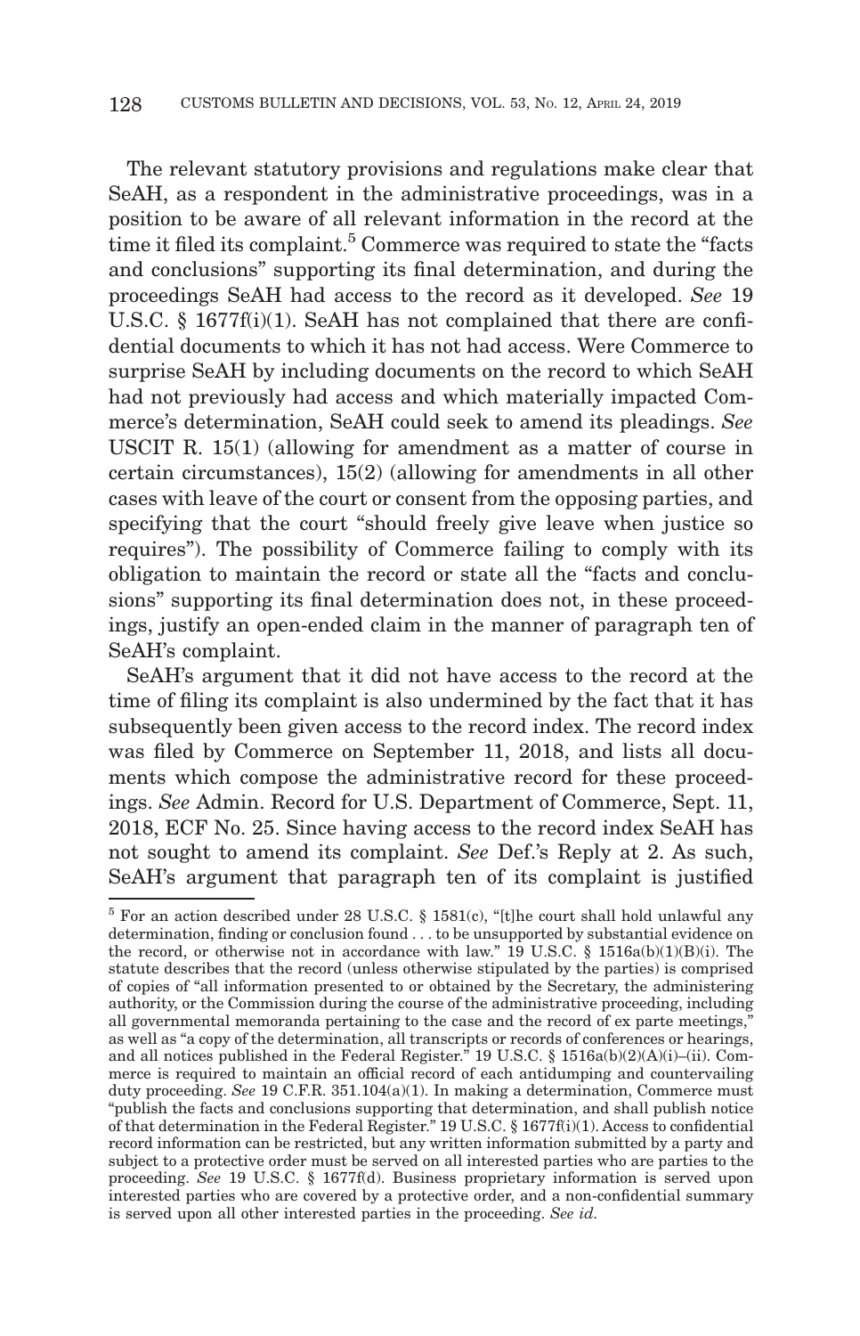The relevant statutory provisions and regulations make clear that SeAH, as a respondent in the administrative proceedings, was in a position to be aware of all relevant information in the record at the time it filed its complaint.[5] Commerce was required to state the "facts and conclusions" supporting its final determination, and during the proceedings SeAH had access to the record as it developed. *See* 19 U.S.C. § 1677f(i)(1). SeAH has not complained that there are confidential documents to which it has not had access. Were Commerce to surprise SeAH by including documents on the record to which SeAH had not previously had access and which materially impacted Commerce's determination, SeAH could seek to amend its pleadings. *See* USCIT R. 15(1) (allowing for amendment as a matter of course in certain circumstances), 15(2) (allowing for amendments in all other cases with leave of the court or consent from the opposing parties, and specifying that the court "should freely give leave when justice so requires"). The possibility of Commerce failing to comply with its obligation to maintain the record or state all the "facts and conclusions" supporting its final determination does not, in these proceedings, justify an open-ended claim in the manner of paragraph ten of SeAH's complaint.

SeAH's argument that it did not have access to the record at the time of filing its complaint is also undermined by the fact that it has subsequently been given access to the record index. The record index was filed by Commerce on September 11, 2018, and lists all documents which compose the administrative record for these proceedings. *See* Admin. Record for U.S. Department of Commerce, Sept. 11, 2018, ECF No. 25. Since having access to the record index SeAH has not sought to amend its complaint. *See* Def.'s Reply at 2. As such, SeAH's argument that paragraph ten of its complaint is justified

[5] For an action described under 28 U.S.C. § 1581(c), "[t]he court shall hold unlawful any determination, finding or conclusion found . . . to be unsupported by substantial evidence on the record, or otherwise not in accordance with law." 19 U.S.C. § 1516a(b)(1)(B)(i). The statute describes that the record (unless otherwise stipulated by the parties) is comprised of copies of "all information presented to or obtained by the Secretary, the administering authority, or the Commission during the course of the administrative proceeding, including all governmental memoranda pertaining to the case and the record of ex parte meetings," as well as "a copy of the determination, all transcripts or records of conferences or hearings, and all notices published in the Federal Register." 19 U.S.C. § 1516a(b)(2)(A)(i)–(ii). Commerce is required to maintain an official record of each antidumping and countervailing duty proceeding. *See* 19 C.F.R. 351.104(a)(1). In making a determination, Commerce must "publish the facts and conclusions supporting that determination, and shall publish notice of that determination in the Federal Register." 19 U.S.C. § 1677f(i)(1). Access to confidential record information can be restricted, but any written information submitted by a party and subject to a protective order must be served on all interested parties who are parties to the proceeding. *See* 19 U.S.C. § 1677f(d). Business proprietary information is served upon interested parties who are covered by a protective order, and a non-confidential summary is served upon all other interested parties in the proceeding. *See id.*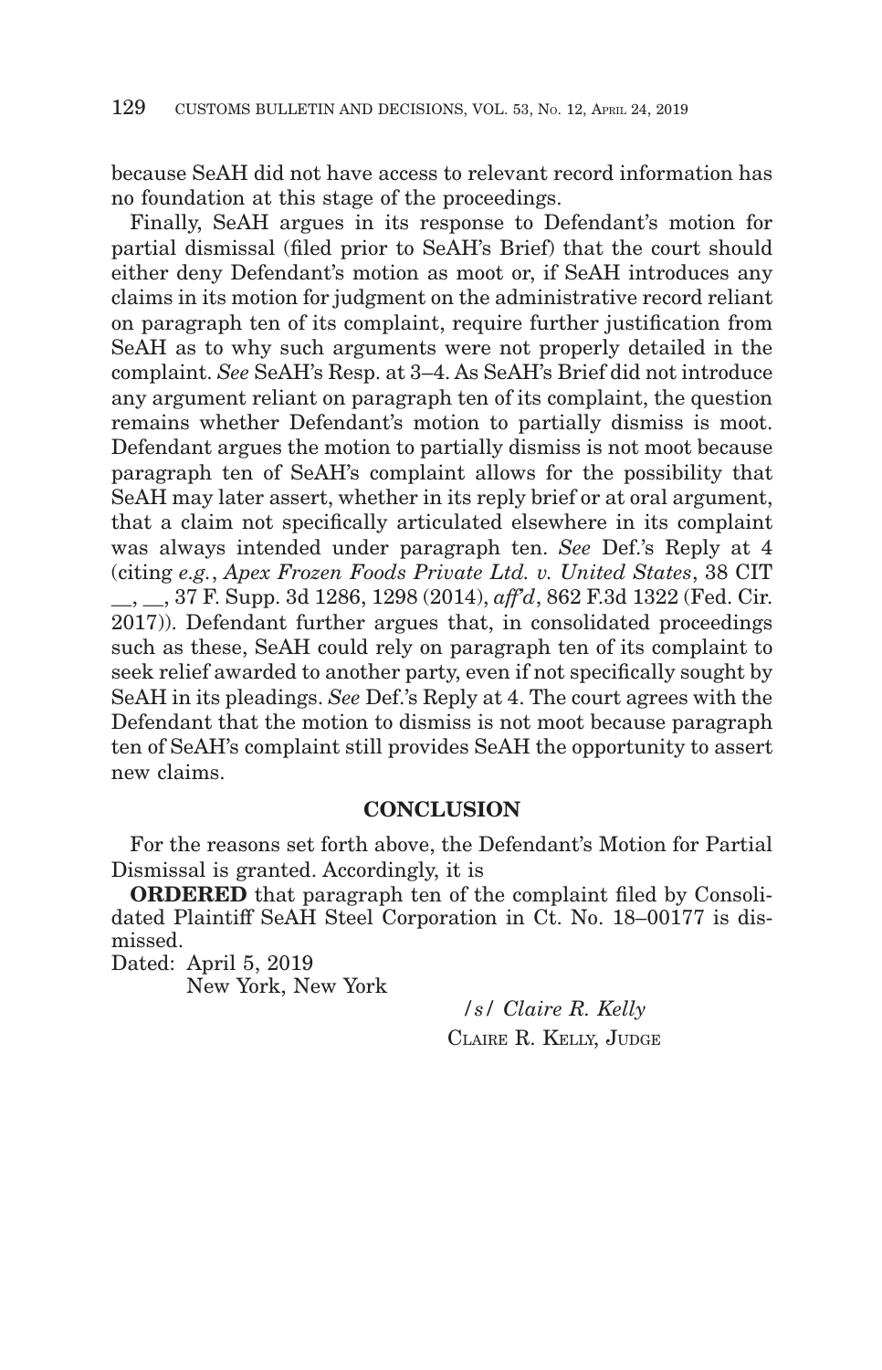because SeAH did not have access to relevant record information has no foundation at this stage of the proceedings.

Finally, SeAH argues in its response to Defendant's motion for partial dismissal (filed prior to SeAH's Brief) that the court should either deny Defendant's motion as moot or, if SeAH introduces any claims in its motion for judgment on the administrative record reliant on paragraph ten of its complaint, require further justification from SeAH as to why such arguments were not properly detailed in the complaint. *See* SeAH's Resp. at 3–4. As SeAH's Brief did not introduce any argument reliant on paragraph ten of its complaint, the question remains whether Defendant's motion to partially dismiss is moot. Defendant argues the motion to partially dismiss is not moot because paragraph ten of SeAH's complaint allows for the possibility that SeAH may later assert, whether in its reply brief or at oral argument, that a claim not specifically articulated elsewhere in its complaint was always intended under paragraph ten. *See* Def.'s Reply at 4 (citing *e.g.*, *Apex Frozen Foods Private Ltd. v. United States*, 38 CIT __, __, 37 F. Supp. 3d 1286, 1298 (2014), *aff'd*, 862 F.3d 1322 (Fed. Cir. 2017)). Defendant further argues that, in consolidated proceedings such as these, SeAH could rely on paragraph ten of its complaint to seek relief awarded to another party, even if not specifically sought by SeAH in its pleadings. *See* Def.'s Reply at 4. The court agrees with the Defendant that the motion to dismiss is not moot because paragraph ten of SeAH's complaint still provides SeAH the opportunity to assert new claims.

## CONCLUSION

For the reasons set forth above, the Defendant's Motion for Partial Dismissal is granted. Accordingly, it is

**ORDERED** that paragraph ten of the complaint filed by Consolidated Plaintiff SeAH Steel Corporation in Ct. No. 18–00177 is dismissed.

Dated: April 5, 2019
New York, New York

/s/ *Claire R. Kelly*
CLAIRE R. KELLY, JUDGE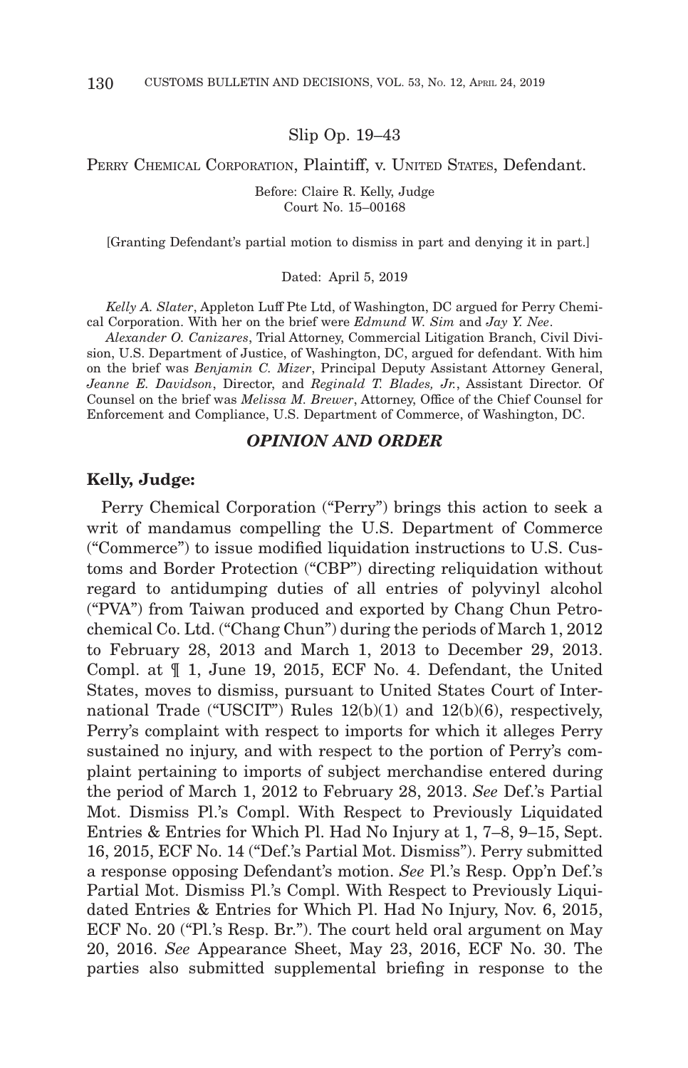Slip Op. 19–43

PERRY CHEMICAL CORPORATION, Plaintiff, v. UNITED STATES, Defendant.

Before: Claire R. Kelly, Judge
Court No. 15–00168

[Granting Defendant's partial motion to dismiss in part and denying it in part.]

Dated: April 5, 2019

*Kelly A. Slater*, Appleton Luff Pte Ltd, of Washington, DC argued for Perry Chemical Corporation. With her on the brief were *Edmund W. Sim* and *Jay Y. Nee*.

*Alexander O. Canizares*, Trial Attorney, Commercial Litigation Branch, Civil Division, U.S. Department of Justice, of Washington, DC, argued for defendant. With him on the brief was *Benjamin C. Mizer*, Principal Deputy Assistant Attorney General, *Jeanne E. Davidson*, Director, and *Reginald T. Blades, Jr.*, Assistant Director. Of Counsel on the brief was *Melissa M. Brewer*, Attorney, Office of the Chief Counsel for Enforcement and Compliance, U.S. Department of Commerce, of Washington, DC.

## *OPINION AND ORDER*

**Kelly, Judge:**

Perry Chemical Corporation ("Perry") brings this action to seek a writ of mandamus compelling the U.S. Department of Commerce ("Commerce") to issue modified liquidation instructions to U.S. Customs and Border Protection ("CBP") directing reliquidation without regard to antidumping duties of all entries of polyvinyl alcohol ("PVA") from Taiwan produced and exported by Chang Chun Petrochemical Co. Ltd. ("Chang Chun") during the periods of March 1, 2012 to February 28, 2013 and March 1, 2013 to December 29, 2013. Compl. at ¶ 1, June 19, 2015, ECF No. 4. Defendant, the United States, moves to dismiss, pursuant to United States Court of International Trade ("USCIT") Rules 12(b)(1) and 12(b)(6), respectively, Perry's complaint with respect to imports for which it alleges Perry sustained no injury, and with respect to the portion of Perry's complaint pertaining to imports of subject merchandise entered during the period of March 1, 2012 to February 28, 2013. *See* Def.'s Partial Mot. Dismiss Pl.'s Compl. With Respect to Previously Liquidated Entries & Entries for Which Pl. Had No Injury at 1, 7–8, 9–15, Sept. 16, 2015, ECF No. 14 ("Def.'s Partial Mot. Dismiss"). Perry submitted a response opposing Defendant's motion. *See* Pl.'s Resp. Opp'n Def.'s Partial Mot. Dismiss Pl.'s Compl. With Respect to Previously Liquidated Entries & Entries for Which Pl. Had No Injury, Nov. 6, 2015, ECF No. 20 ("Pl.'s Resp. Br."). The court held oral argument on May 20, 2016. *See* Appearance Sheet, May 23, 2016, ECF No. 30. The parties also submitted supplemental briefing in response to the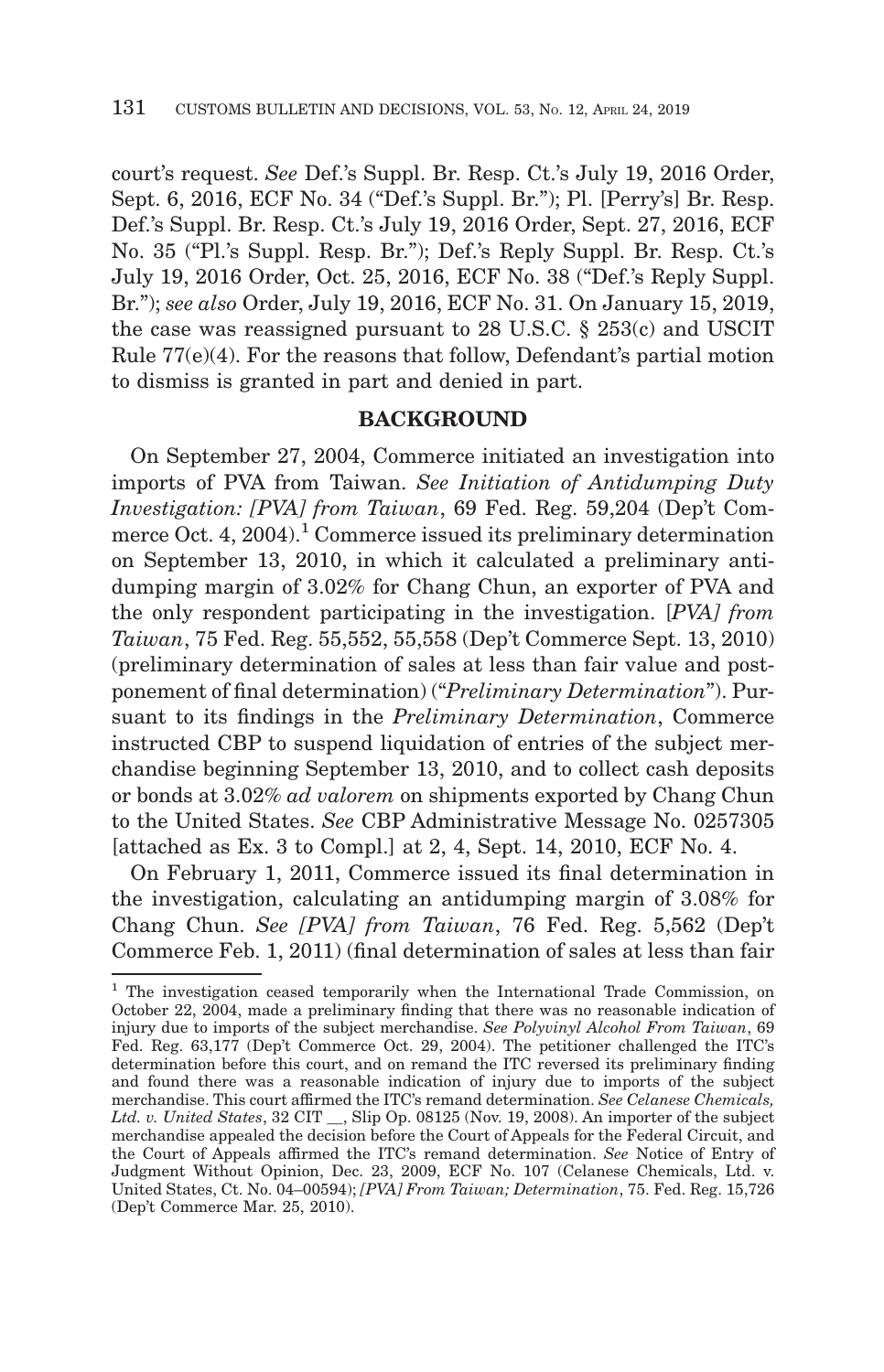court's request. *See* Def.'s Suppl. Br. Resp. Ct.'s July 19, 2016 Order, Sept. 6, 2016, ECF No. 34 ("Def.'s Suppl. Br."); Pl. [Perry's] Br. Resp. Def.'s Suppl. Br. Resp. Ct.'s July 19, 2016 Order, Sept. 27, 2016, ECF No. 35 ("Pl.'s Suppl. Resp. Br."); Def.'s Reply Suppl. Br. Resp. Ct.'s July 19, 2016 Order, Oct. 25, 2016, ECF No. 38 ("Def.'s Reply Suppl. Br."); *see also* Order, July 19, 2016, ECF No. 31. On January 15, 2019, the case was reassigned pursuant to 28 U.S.C. § 253(c) and USCIT Rule 77(e)(4). For the reasons that follow, Defendant's partial motion to dismiss is granted in part and denied in part.

## BACKGROUND

On September 27, 2004, Commerce initiated an investigation into imports of PVA from Taiwan. *See Initiation of Antidumping Duty Investigation: [PVA] from Taiwan*, 69 Fed. Reg. 59,204 (Dep't Commerce Oct. 4, 2004).[1] Commerce issued its preliminary determination on September 13, 2010, in which it calculated a preliminary antidumping margin of 3.02% for Chang Chun, an exporter of PVA and the only respondent participating in the investigation. [*PVA] from Taiwan*, 75 Fed. Reg. 55,552, 55,558 (Dep't Commerce Sept. 13, 2010) (preliminary determination of sales at less than fair value and postponement of final determination) ("*Preliminary Determination*"). Pursuant to its findings in the *Preliminary Determination*, Commerce instructed CBP to suspend liquidation of entries of the subject merchandise beginning September 13, 2010, and to collect cash deposits or bonds at 3.02% *ad valorem* on shipments exported by Chang Chun to the United States. *See* CBP Administrative Message No. 0257305 [attached as Ex. 3 to Compl.] at 2, 4, Sept. 14, 2010, ECF No. 4.

On February 1, 2011, Commerce issued its final determination in the investigation, calculating an antidumping margin of 3.08% for Chang Chun. *See [PVA] from Taiwan*, 76 Fed. Reg. 5,562 (Dep't Commerce Feb. 1, 2011) (final determination of sales at less than fair

---

[1] The investigation ceased temporarily when the International Trade Commission, on October 22, 2004, made a preliminary finding that there was no reasonable indication of injury due to imports of the subject merchandise. *See Polyvinyl Alcohol From Taiwan*, 69 Fed. Reg. 63,177 (Dep't Commerce Oct. 29, 2004). The petitioner challenged the ITC's determination before this court, and on remand the ITC reversed its preliminary finding and found there was a reasonable indication of injury due to imports of the subject merchandise. This court affirmed the ITC's remand determination. *See Celanese Chemicals, Ltd. v. United States*, 32 CIT __, Slip Op. 08125 (Nov. 19, 2008). An importer of the subject merchandise appealed the decision before the Court of Appeals for the Federal Circuit, and the Court of Appeals affirmed the ITC's remand determination. *See* Notice of Entry of Judgment Without Opinion, Dec. 23, 2009, ECF No. 107 (Celanese Chemicals, Ltd. v. United States, Ct. No. 04–00594); *[PVA] From Taiwan; Determination*, 75. Fed. Reg. 15,726 (Dep't Commerce Mar. 25, 2010).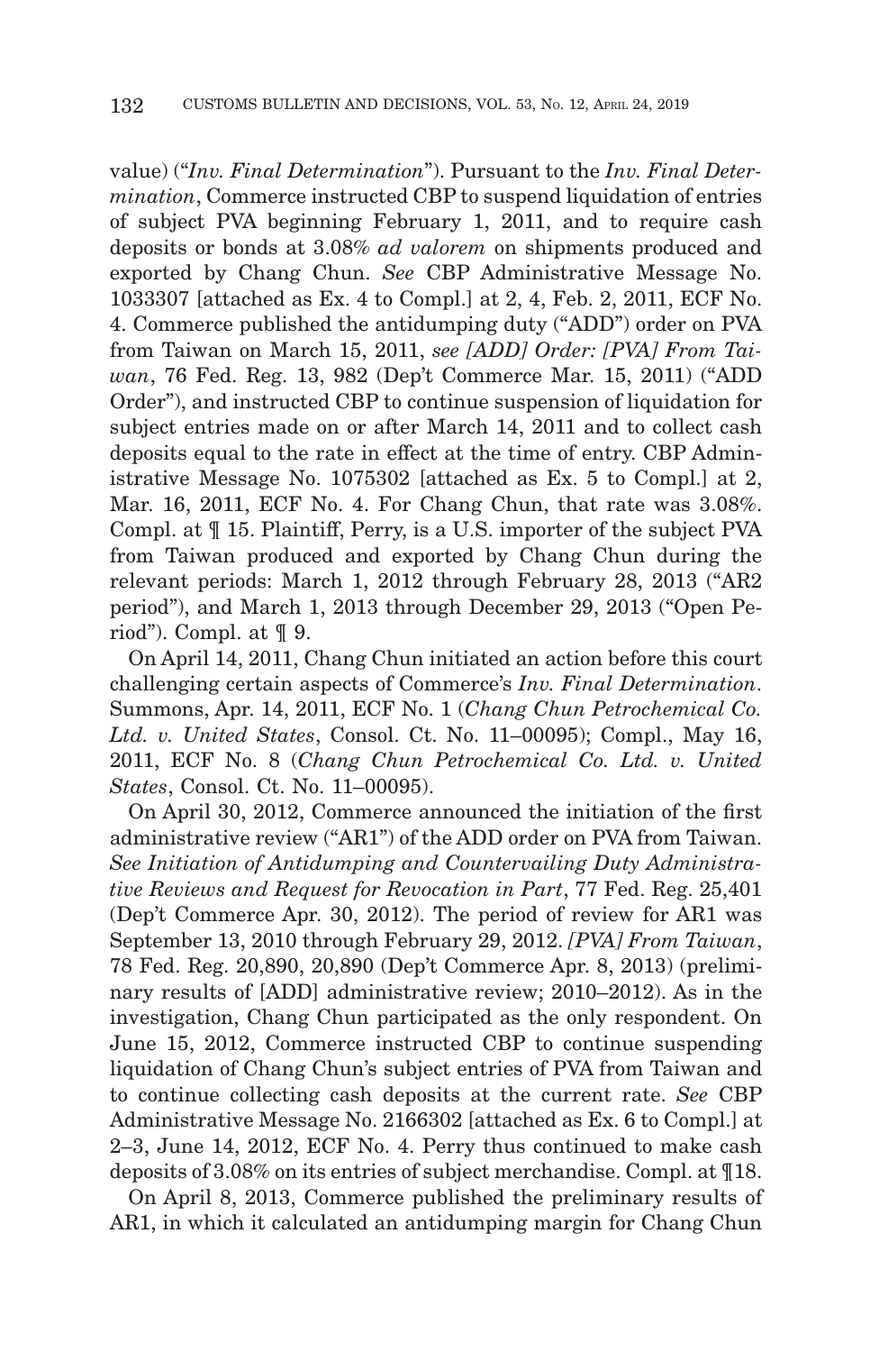value) ("*Inv. Final Determination*"). Pursuant to the *Inv. Final Determination*, Commerce instructed CBP to suspend liquidation of entries of subject PVA beginning February 1, 2011, and to require cash deposits or bonds at 3.08% *ad valorem* on shipments produced and exported by Chang Chun. *See* CBP Administrative Message No. 1033307 [attached as Ex. 4 to Compl.] at 2, 4, Feb. 2, 2011, ECF No. 4. Commerce published the antidumping duty ("ADD") order on PVA from Taiwan on March 15, 2011, *see [ADD] Order: [PVA] From Taiwan*, 76 Fed. Reg. 13, 982 (Dep't Commerce Mar. 15, 2011) ("ADD Order"), and instructed CBP to continue suspension of liquidation for subject entries made on or after March 14, 2011 and to collect cash deposits equal to the rate in effect at the time of entry. CBP Administrative Message No. 1075302 [attached as Ex. 5 to Compl.] at 2, Mar. 16, 2011, ECF No. 4. For Chang Chun, that rate was 3.08%. Compl. at ¶ 15. Plaintiff, Perry, is a U.S. importer of the subject PVA from Taiwan produced and exported by Chang Chun during the relevant periods: March 1, 2012 through February 28, 2013 ("AR2 period"), and March 1, 2013 through December 29, 2013 ("Open Period"). Compl. at ¶ 9.

On April 14, 2011, Chang Chun initiated an action before this court challenging certain aspects of Commerce's *Inv. Final Determination*. Summons, Apr. 14, 2011, ECF No. 1 (*Chang Chun Petrochemical Co. Ltd. v. United States*, Consol. Ct. No. 11–00095); Compl., May 16, 2011, ECF No. 8 (*Chang Chun Petrochemical Co. Ltd. v. United States*, Consol. Ct. No. 11–00095).

On April 30, 2012, Commerce announced the initiation of the first administrative review ("AR1") of the ADD order on PVA from Taiwan. *See Initiation of Antidumping and Countervailing Duty Administrative Reviews and Request for Revocation in Part*, 77 Fed. Reg. 25,401 (Dep't Commerce Apr. 30, 2012). The period of review for AR1 was September 13, 2010 through February 29, 2012. *[PVA] From Taiwan*, 78 Fed. Reg. 20,890, 20,890 (Dep't Commerce Apr. 8, 2013) (preliminary results of [ADD] administrative review; 2010–2012). As in the investigation, Chang Chun participated as the only respondent. On June 15, 2012, Commerce instructed CBP to continue suspending liquidation of Chang Chun's subject entries of PVA from Taiwan and to continue collecting cash deposits at the current rate. *See* CBP Administrative Message No. 2166302 [attached as Ex. 6 to Compl.] at 2–3, June 14, 2012, ECF No. 4. Perry thus continued to make cash deposits of 3.08% on its entries of subject merchandise. Compl. at ¶18.

On April 8, 2013, Commerce published the preliminary results of AR1, in which it calculated an antidumping margin for Chang Chun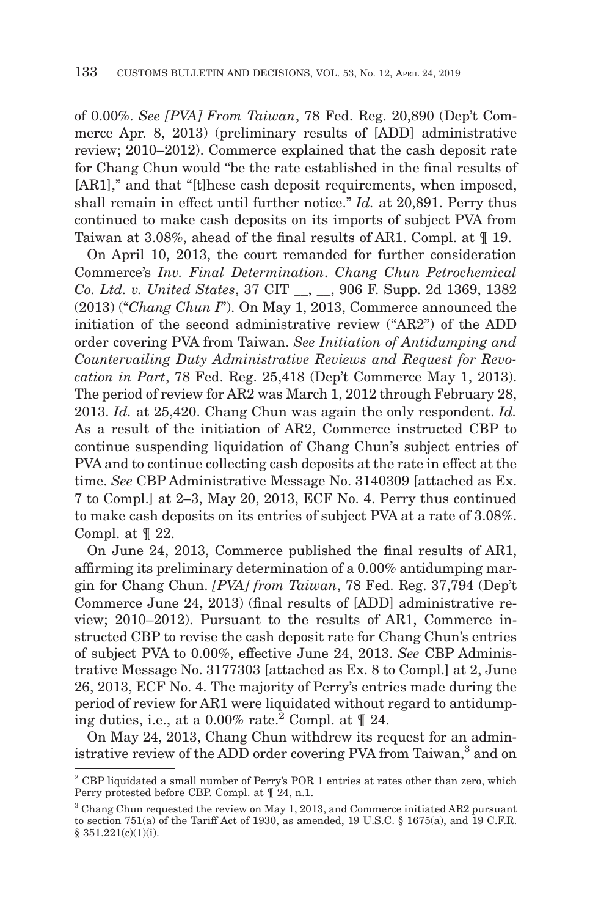of 0.00%. *See [PVA] From Taiwan*, 78 Fed. Reg. 20,890 (Dep't Commerce Apr. 8, 2013) (preliminary results of [ADD] administrative review; 2010–2012). Commerce explained that the cash deposit rate for Chang Chun would "be the rate established in the final results of [AR1]," and that "[t]hese cash deposit requirements, when imposed, shall remain in effect until further notice." *Id.* at 20,891. Perry thus continued to make cash deposits on its imports of subject PVA from Taiwan at 3.08%, ahead of the final results of AR1. Compl. at ¶ 19.

On April 10, 2013, the court remanded for further consideration Commerce's *Inv. Final Determination*. *Chang Chun Petrochemical Co. Ltd. v. United States*, 37 CIT __, __, 906 F. Supp. 2d 1369, 1382 (2013) ("*Chang Chun I*"). On May 1, 2013, Commerce announced the initiation of the second administrative review ("AR2") of the ADD order covering PVA from Taiwan. *See Initiation of Antidumping and Countervailing Duty Administrative Reviews and Request for Revocation in Part*, 78 Fed. Reg. 25,418 (Dep't Commerce May 1, 2013). The period of review for AR2 was March 1, 2012 through February 28, 2013. *Id.* at 25,420. Chang Chun was again the only respondent. *Id.* As a result of the initiation of AR2, Commerce instructed CBP to continue suspending liquidation of Chang Chun's subject entries of PVA and to continue collecting cash deposits at the rate in effect at the time. *See* CBP Administrative Message No. 3140309 [attached as Ex. 7 to Compl.] at 2–3, May 20, 2013, ECF No. 4. Perry thus continued to make cash deposits on its entries of subject PVA at a rate of 3.08%. Compl. at ¶ 22.

On June 24, 2013, Commerce published the final results of AR1, affirming its preliminary determination of a 0.00% antidumping margin for Chang Chun. *[PVA] from Taiwan*, 78 Fed. Reg. 37,794 (Dep't Commerce June 24, 2013) (final results of [ADD] administrative review; 2010–2012). Pursuant to the results of AR1, Commerce instructed CBP to revise the cash deposit rate for Chang Chun's entries of subject PVA to 0.00%, effective June 24, 2013. *See* CBP Administrative Message No. 3177303 [attached as Ex. 8 to Compl.] at 2, June 26, 2013, ECF No. 4. The majority of Perry's entries made during the period of review for AR1 were liquidated without regard to antidumping duties, i.e., at a 0.00% rate.[2] Compl. at ¶ 24.

On May 24, 2013, Chang Chun withdrew its request for an administrative review of the ADD order covering PVA from Taiwan,[3] and on

[2] CBP liquidated a small number of Perry's POR 1 entries at rates other than zero, which Perry protested before CBP. Compl. at ¶ 24, n.1.

[3] Chang Chun requested the review on May 1, 2013, and Commerce initiated AR2 pursuant to section 751(a) of the Tariff Act of 1930, as amended, 19 U.S.C. § 1675(a), and 19 C.F.R. § 351.221(c)(1)(i).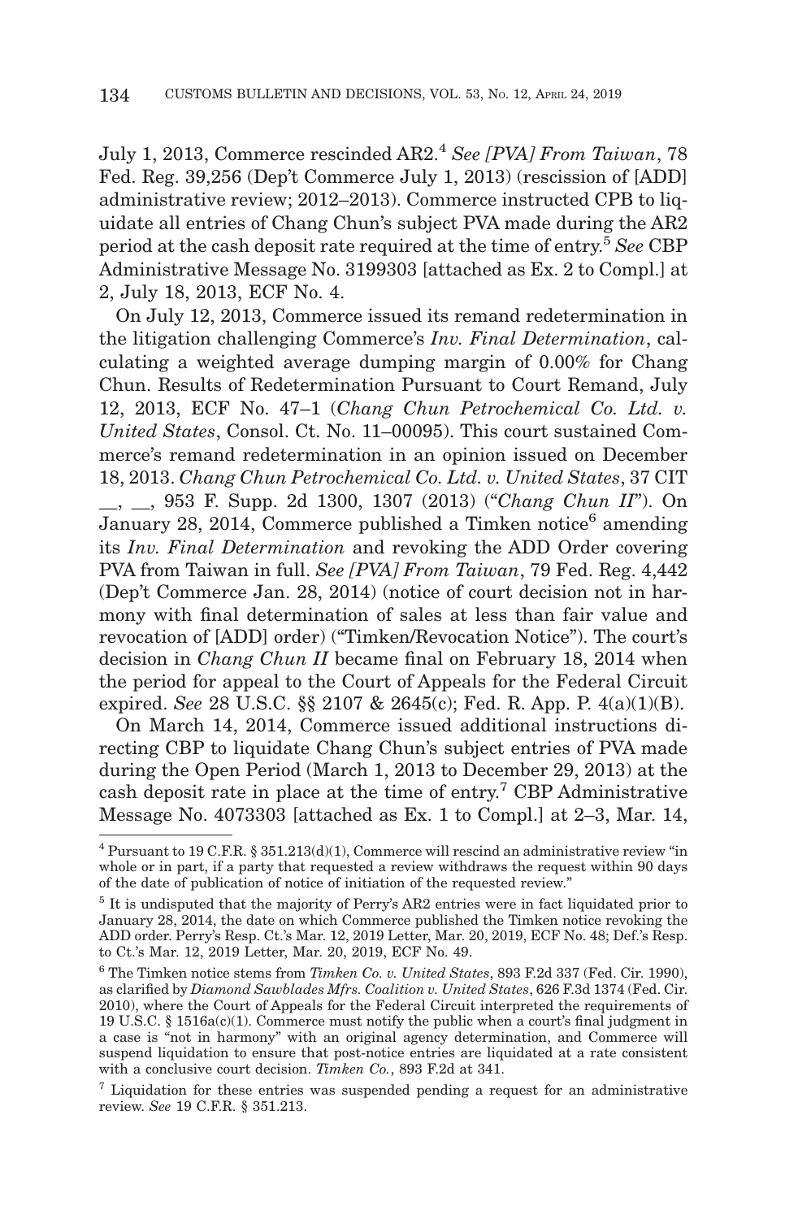July 1, 2013, Commerce rescinded AR2.[4] *See [PVA] From Taiwan*, 78 Fed. Reg. 39,256 (Dep't Commerce July 1, 2013) (rescission of [ADD] administrative review; 2012–2013). Commerce instructed CPB to liquidate all entries of Chang Chun's subject PVA made during the AR2 period at the cash deposit rate required at the time of entry.[5] *See* CBP Administrative Message No. 3199303 [attached as Ex. 2 to Compl.] at 2, July 18, 2013, ECF No. 4.

On July 12, 2013, Commerce issued its remand redetermination in the litigation challenging Commerce's *Inv. Final Determination*, calculating a weighted average dumping margin of 0.00% for Chang Chun. Results of Redetermination Pursuant to Court Remand, July 12, 2013, ECF No. 47–1 (*Chang Chun Petrochemical Co. Ltd. v. United States*, Consol. Ct. No. 11–00095). This court sustained Commerce's remand redetermination in an opinion issued on December 18, 2013. *Chang Chun Petrochemical Co. Ltd. v. United States*, 37 CIT __, __, 953 F. Supp. 2d 1300, 1307 (2013) ("*Chang Chun II*"). On January 28, 2014, Commerce published a Timken notice[6] amending its *Inv. Final Determination* and revoking the ADD Order covering PVA from Taiwan in full. *See [PVA] From Taiwan*, 79 Fed. Reg. 4,442 (Dep't Commerce Jan. 28, 2014) (notice of court decision not in harmony with final determination of sales at less than fair value and revocation of [ADD] order) ("Timken/Revocation Notice"). The court's decision in *Chang Chun II* became final on February 18, 2014 when the period for appeal to the Court of Appeals for the Federal Circuit expired. *See* 28 U.S.C. §§ 2107 & 2645(c); Fed. R. App. P. 4(a)(1)(B).

On March 14, 2014, Commerce issued additional instructions directing CBP to liquidate Chang Chun's subject entries of PVA made during the Open Period (March 1, 2013 to December 29, 2013) at the cash deposit rate in place at the time of entry.[7] CBP Administrative Message No. 4073303 [attached as Ex. 1 to Compl.] at 2–3, Mar. 14,

---

[4] Pursuant to 19 C.F.R. § 351.213(d)(1), Commerce will rescind an administrative review "in whole or in part, if a party that requested a review withdraws the request within 90 days of the date of publication of notice of initiation of the requested review."

[5] It is undisputed that the majority of Perry's AR2 entries were in fact liquidated prior to January 28, 2014, the date on which Commerce published the Timken notice revoking the ADD order. Perry's Resp. Ct.'s Mar. 12, 2019 Letter, Mar. 20, 2019, ECF No. 48; Def.'s Resp. to Ct.'s Mar. 12, 2019 Letter, Mar. 20, 2019, ECF No. 49.

[6] The Timken notice stems from *Timken Co. v. United States*, 893 F.2d 337 (Fed. Cir. 1990), as clarified by *Diamond Sawblades Mfrs. Coalition v. United States*, 626 F.3d 1374 (Fed. Cir. 2010), where the Court of Appeals for the Federal Circuit interpreted the requirements of 19 U.S.C. § 1516a(c)(1). Commerce must notify the public when a court's final judgment in a case is "not in harmony" with an original agency determination, and Commerce will suspend liquidation to ensure that post-notice entries are liquidated at a rate consistent with a conclusive court decision. *Timken Co.*, 893 F.2d at 341.

[7] Liquidation for these entries was suspended pending a request for an administrative review. *See* 19 C.F.R. § 351.213.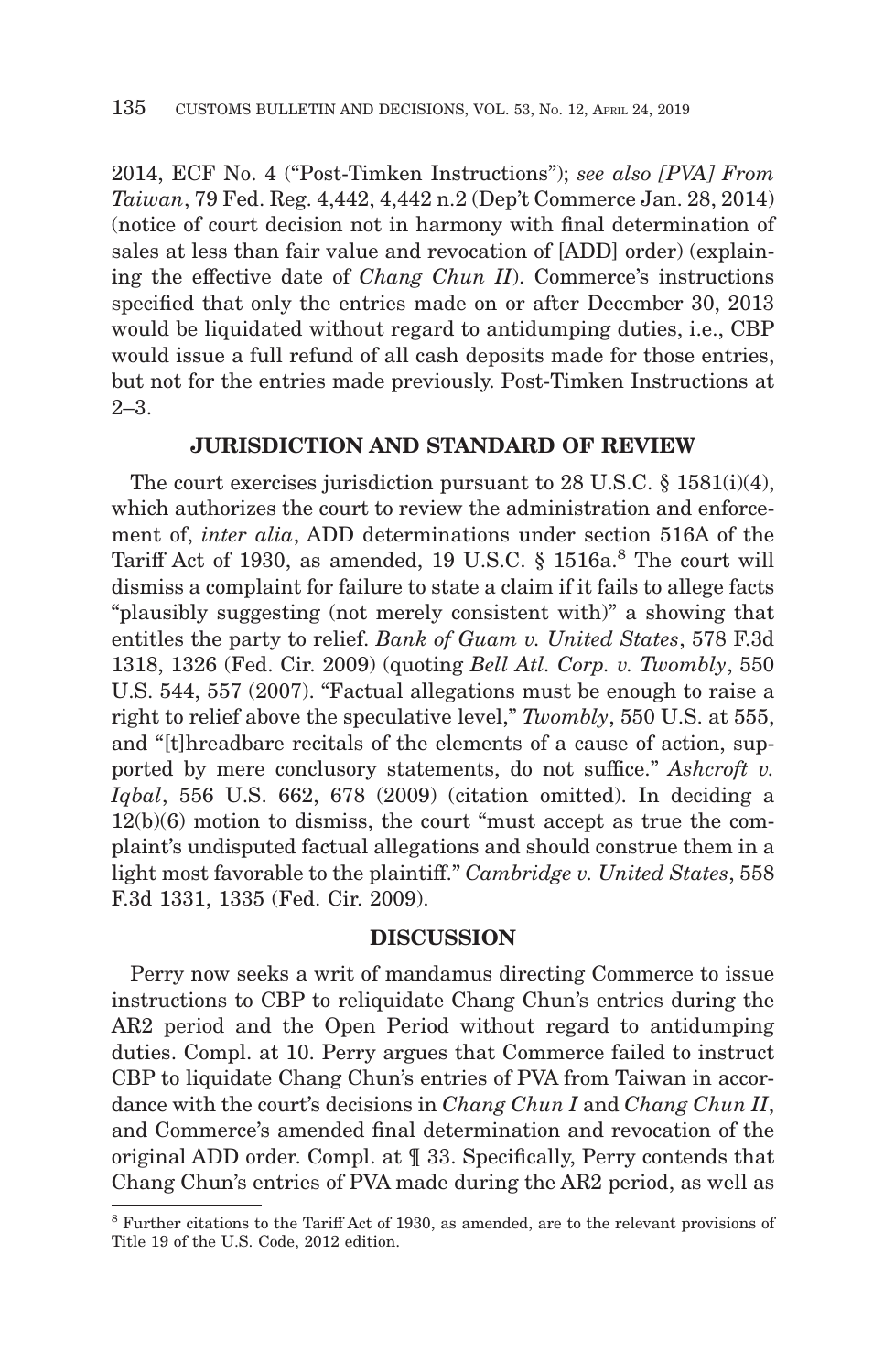2014, ECF No. 4 ("Post-Timken Instructions"); *see also [PVA] From Taiwan*, 79 Fed. Reg. 4,442, 4,442 n.2 (Dep't Commerce Jan. 28, 2014) (notice of court decision not in harmony with final determination of sales at less than fair value and revocation of [ADD] order) (explaining the effective date of *Chang Chun II*). Commerce's instructions specified that only the entries made on or after December 30, 2013 would be liquidated without regard to antidumping duties, i.e., CBP would issue a full refund of all cash deposits made for those entries, but not for the entries made previously. Post-Timken Instructions at 2–3.

## JURISDICTION AND STANDARD OF REVIEW

The court exercises jurisdiction pursuant to 28 U.S.C. § 1581(i)(4), which authorizes the court to review the administration and enforcement of, *inter alia*, ADD determinations under section 516A of the Tariff Act of 1930, as amended, 19 U.S.C. § 1516a.[8] The court will dismiss a complaint for failure to state a claim if it fails to allege facts "plausibly suggesting (not merely consistent with)" a showing that entitles the party to relief. *Bank of Guam v. United States*, 578 F.3d 1318, 1326 (Fed. Cir. 2009) (quoting *Bell Atl. Corp. v. Twombly*, 550 U.S. 544, 557 (2007). "Factual allegations must be enough to raise a right to relief above the speculative level," *Twombly*, 550 U.S. at 555, and "[t]hreadbare recitals of the elements of a cause of action, supported by mere conclusory statements, do not suffice." *Ashcroft v. Iqbal*, 556 U.S. 662, 678 (2009) (citation omitted). In deciding a 12(b)(6) motion to dismiss, the court "must accept as true the complaint's undisputed factual allegations and should construe them in a light most favorable to the plaintiff." *Cambridge v. United States*, 558 F.3d 1331, 1335 (Fed. Cir. 2009).

## DISCUSSION

Perry now seeks a writ of mandamus directing Commerce to issue instructions to CBP to reliquidate Chang Chun's entries during the AR2 period and the Open Period without regard to antidumping duties. Compl. at 10. Perry argues that Commerce failed to instruct CBP to liquidate Chang Chun's entries of PVA from Taiwan in accordance with the court's decisions in *Chang Chun I* and *Chang Chun II*, and Commerce's amended final determination and revocation of the original ADD order. Compl. at ¶ 33. Specifically, Perry contends that Chang Chun's entries of PVA made during the AR2 period, as well as

[8] Further citations to the Tariff Act of 1930, as amended, are to the relevant provisions of Title 19 of the U.S. Code, 2012 edition.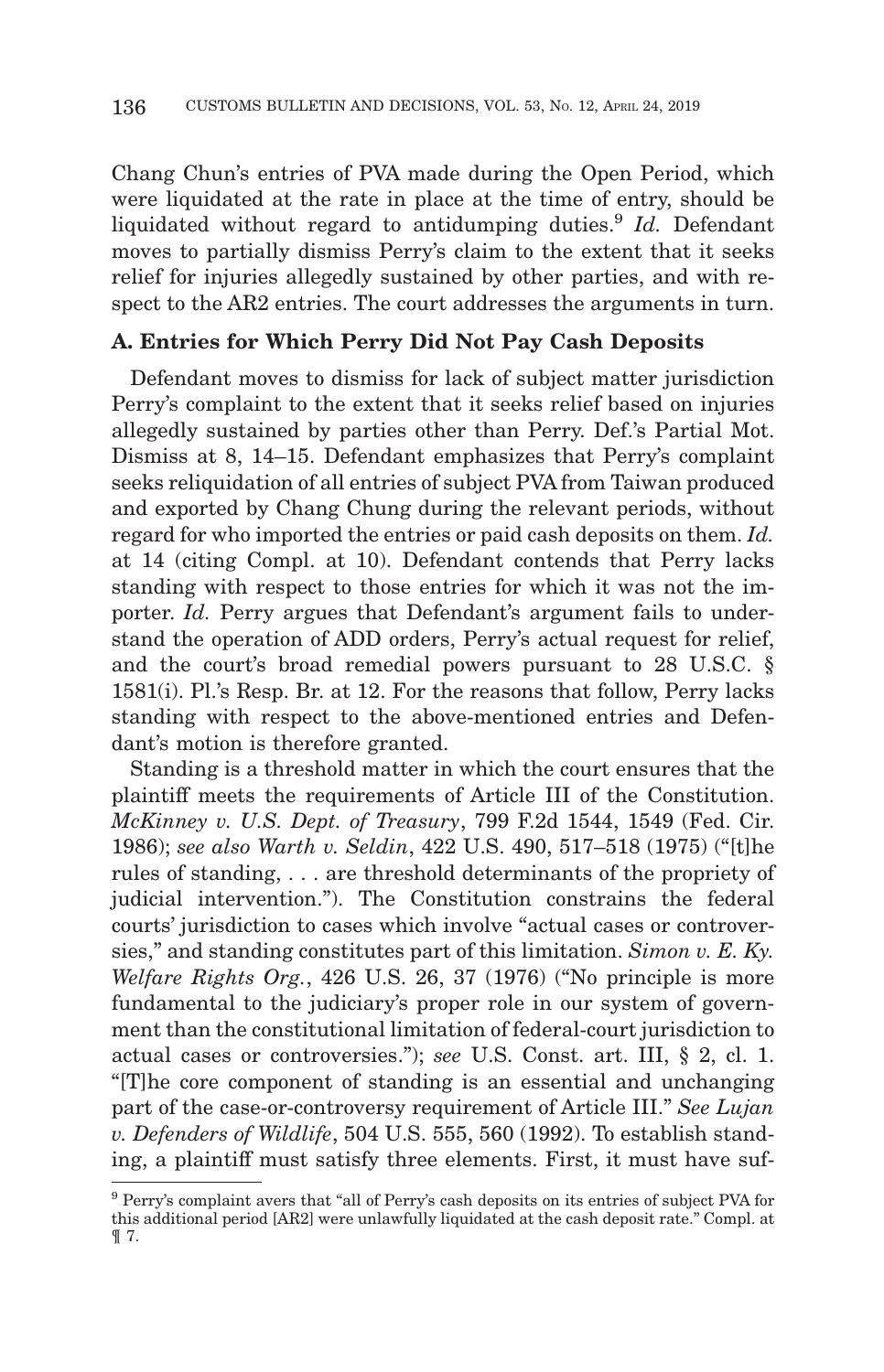Chang Chun's entries of PVA made during the Open Period, which were liquidated at the rate in place at the time of entry, should be liquidated without regard to antidumping duties.[9] *Id.* Defendant moves to partially dismiss Perry's claim to the extent that it seeks relief for injuries allegedly sustained by other parties, and with respect to the AR2 entries. The court addresses the arguments in turn.

### A. Entries for Which Perry Did Not Pay Cash Deposits

Defendant moves to dismiss for lack of subject matter jurisdiction Perry's complaint to the extent that it seeks relief based on injuries allegedly sustained by parties other than Perry. Def.'s Partial Mot. Dismiss at 8, 14–15. Defendant emphasizes that Perry's complaint seeks reliquidation of all entries of subject PVA from Taiwan produced and exported by Chang Chung during the relevant periods, without regard for who imported the entries or paid cash deposits on them. *Id.* at 14 (citing Compl. at 10). Defendant contends that Perry lacks standing with respect to those entries for which it was not the importer. *Id.* Perry argues that Defendant's argument fails to understand the operation of ADD orders, Perry's actual request for relief, and the court's broad remedial powers pursuant to 28 U.S.C. § 1581(i). Pl.'s Resp. Br. at 12. For the reasons that follow, Perry lacks standing with respect to the above-mentioned entries and Defendant's motion is therefore granted.

Standing is a threshold matter in which the court ensures that the plaintiff meets the requirements of Article III of the Constitution. *McKinney v. U.S. Dept. of Treasury*, 799 F.2d 1544, 1549 (Fed. Cir. 1986); *see also Warth v. Seldin*, 422 U.S. 490, 517–518 (1975) ("[t]he rules of standing, . . . are threshold determinants of the propriety of judicial intervention."). The Constitution constrains the federal courts' jurisdiction to cases which involve "actual cases or controversies," and standing constitutes part of this limitation. *Simon v. E. Ky. Welfare Rights Org.*, 426 U.S. 26, 37 (1976) ("No principle is more fundamental to the judiciary's proper role in our system of government than the constitutional limitation of federal-court jurisdiction to actual cases or controversies."); *see* U.S. Const. art. III, § 2, cl. 1. "[T]he core component of standing is an essential and unchanging part of the case-or-controversy requirement of Article III." *See Lujan v. Defenders of Wildlife*, 504 U.S. 555, 560 (1992). To establish standing, a plaintiff must satisfy three elements. First, it must have suf-

---

[9] Perry's complaint avers that "all of Perry's cash deposits on its entries of subject PVA for this additional period [AR2] were unlawfully liquidated at the cash deposit rate." Compl. at ¶ 7.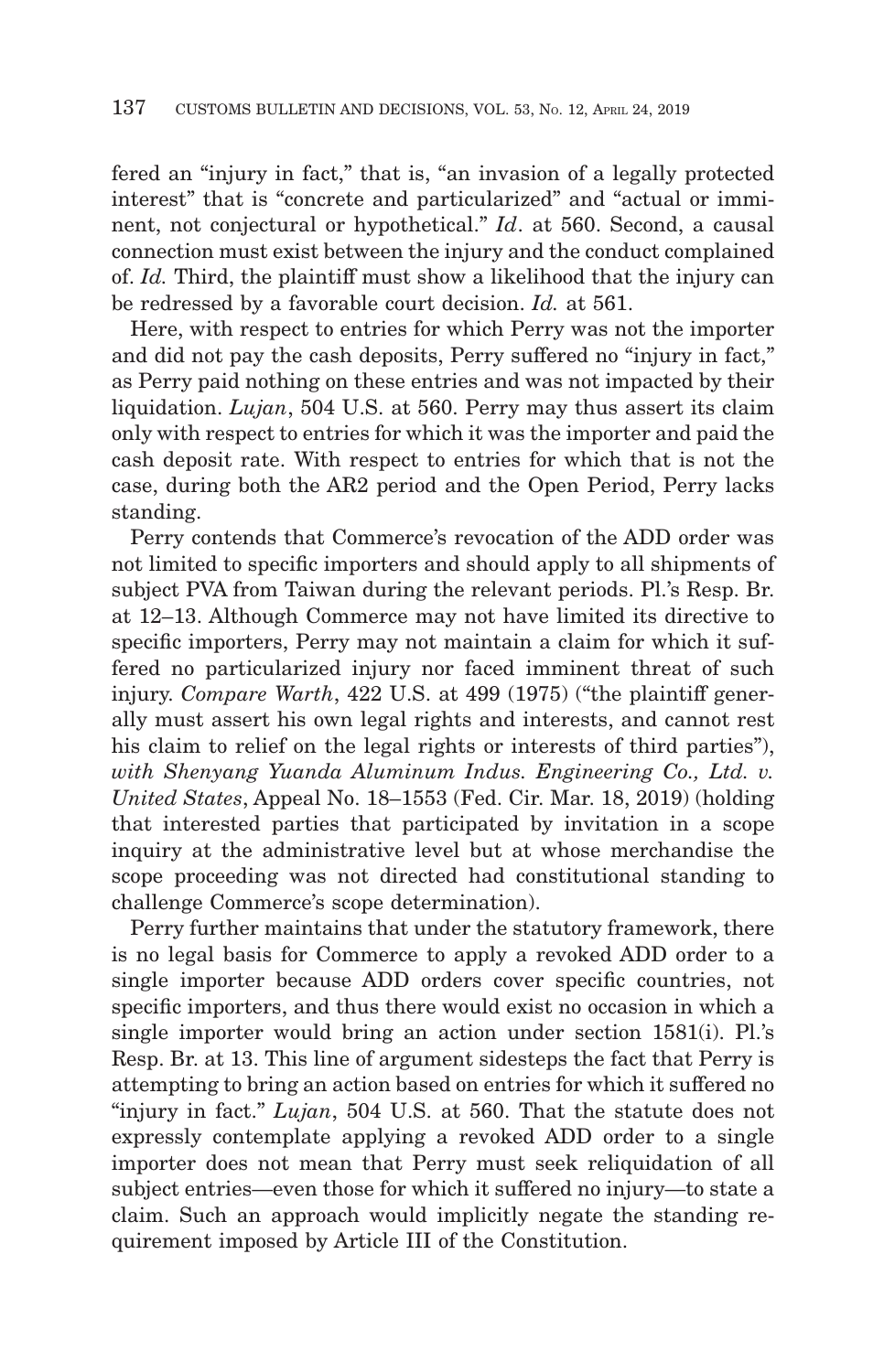fered an "injury in fact," that is, "an invasion of a legally protected interest" that is "concrete and particularized" and "actual or imminent, not conjectural or hypothetical." *Id*. at 560. Second, a causal connection must exist between the injury and the conduct complained of. *Id.* Third, the plaintiff must show a likelihood that the injury can be redressed by a favorable court decision. *Id.* at 561.

Here, with respect to entries for which Perry was not the importer and did not pay the cash deposits, Perry suffered no "injury in fact," as Perry paid nothing on these entries and was not impacted by their liquidation. *Lujan*, 504 U.S. at 560. Perry may thus assert its claim only with respect to entries for which it was the importer and paid the cash deposit rate. With respect to entries for which that is not the case, during both the AR2 period and the Open Period, Perry lacks standing.

Perry contends that Commerce's revocation of the ADD order was not limited to specific importers and should apply to all shipments of subject PVA from Taiwan during the relevant periods. Pl.'s Resp. Br. at 12–13. Although Commerce may not have limited its directive to specific importers, Perry may not maintain a claim for which it suffered no particularized injury nor faced imminent threat of such injury. *Compare Warth*, 422 U.S. at 499 (1975) ("the plaintiff generally must assert his own legal rights and interests, and cannot rest his claim to relief on the legal rights or interests of third parties"), *with Shenyang Yuanda Aluminum Indus. Engineering Co., Ltd. v. United States*, Appeal No. 18–1553 (Fed. Cir. Mar. 18, 2019) (holding that interested parties that participated by invitation in a scope inquiry at the administrative level but at whose merchandise the scope proceeding was not directed had constitutional standing to challenge Commerce's scope determination).

Perry further maintains that under the statutory framework, there is no legal basis for Commerce to apply a revoked ADD order to a single importer because ADD orders cover specific countries, not specific importers, and thus there would exist no occasion in which a single importer would bring an action under section 1581(i). Pl.'s Resp. Br. at 13. This line of argument sidesteps the fact that Perry is attempting to bring an action based on entries for which it suffered no "injury in fact." *Lujan*, 504 U.S. at 560. That the statute does not expressly contemplate applying a revoked ADD order to a single importer does not mean that Perry must seek reliquidation of all subject entries—even those for which it suffered no injury—to state a claim. Such an approach would implicitly negate the standing requirement imposed by Article III of the Constitution.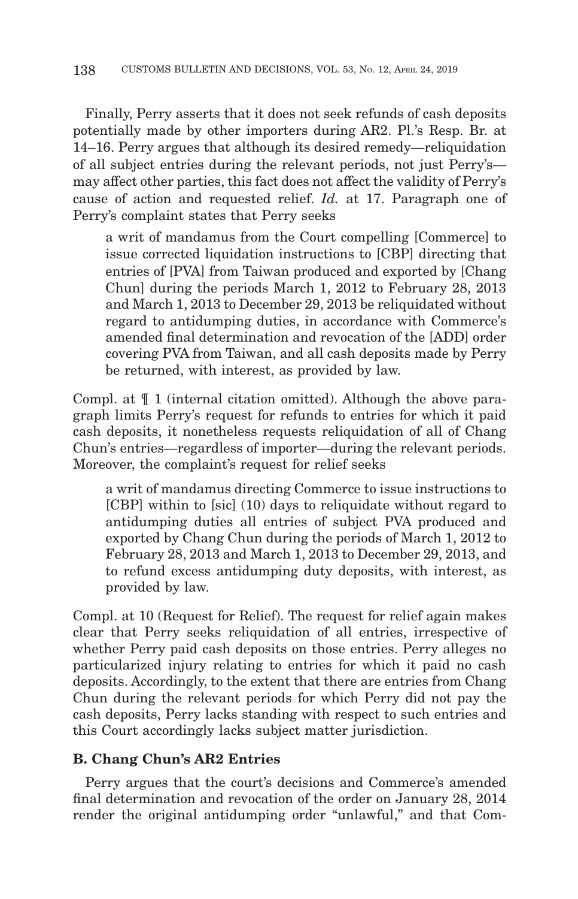Finally, Perry asserts that it does not seek refunds of cash deposits potentially made by other importers during AR2. Pl.'s Resp. Br. at 14–16. Perry argues that although its desired remedy—reliquidation of all subject entries during the relevant periods, not just Perry's—may affect other parties, this fact does not affect the validity of Perry's cause of action and requested relief. *Id.* at 17. Paragraph one of Perry's complaint states that Perry seeks

> a writ of mandamus from the Court compelling [Commerce] to issue corrected liquidation instructions to [CBP] directing that entries of [PVA] from Taiwan produced and exported by [Chang Chun] during the periods March 1, 2012 to February 28, 2013 and March 1, 2013 to December 29, 2013 be reliquidated without regard to antidumping duties, in accordance with Commerce's amended final determination and revocation of the [ADD] order covering PVA from Taiwan, and all cash deposits made by Perry be returned, with interest, as provided by law.

Compl. at ¶ 1 (internal citation omitted). Although the above paragraph limits Perry's request for refunds to entries for which it paid cash deposits, it nonetheless requests reliquidation of all of Chang Chun's entries—regardless of importer—during the relevant periods. Moreover, the complaint's request for relief seeks

> a writ of mandamus directing Commerce to issue instructions to [CBP] within to [sic] (10) days to reliquidate without regard to antidumping duties all entries of subject PVA produced and exported by Chang Chun during the periods of March 1, 2012 to February 28, 2013 and March 1, 2013 to December 29, 2013, and to refund excess antidumping duty deposits, with interest, as provided by law.

Compl. at 10 (Request for Relief). The request for relief again makes clear that Perry seeks reliquidation of all entries, irrespective of whether Perry paid cash deposits on those entries. Perry alleges no particularized injury relating to entries for which it paid no cash deposits. Accordingly, to the extent that there are entries from Chang Chun during the relevant periods for which Perry did not pay the cash deposits, Perry lacks standing with respect to such entries and this Court accordingly lacks subject matter jurisdiction.

### B. Chang Chun's AR2 Entries

Perry argues that the court's decisions and Commerce's amended final determination and revocation of the order on January 28, 2014 render the original antidumping order "unlawful," and that Com-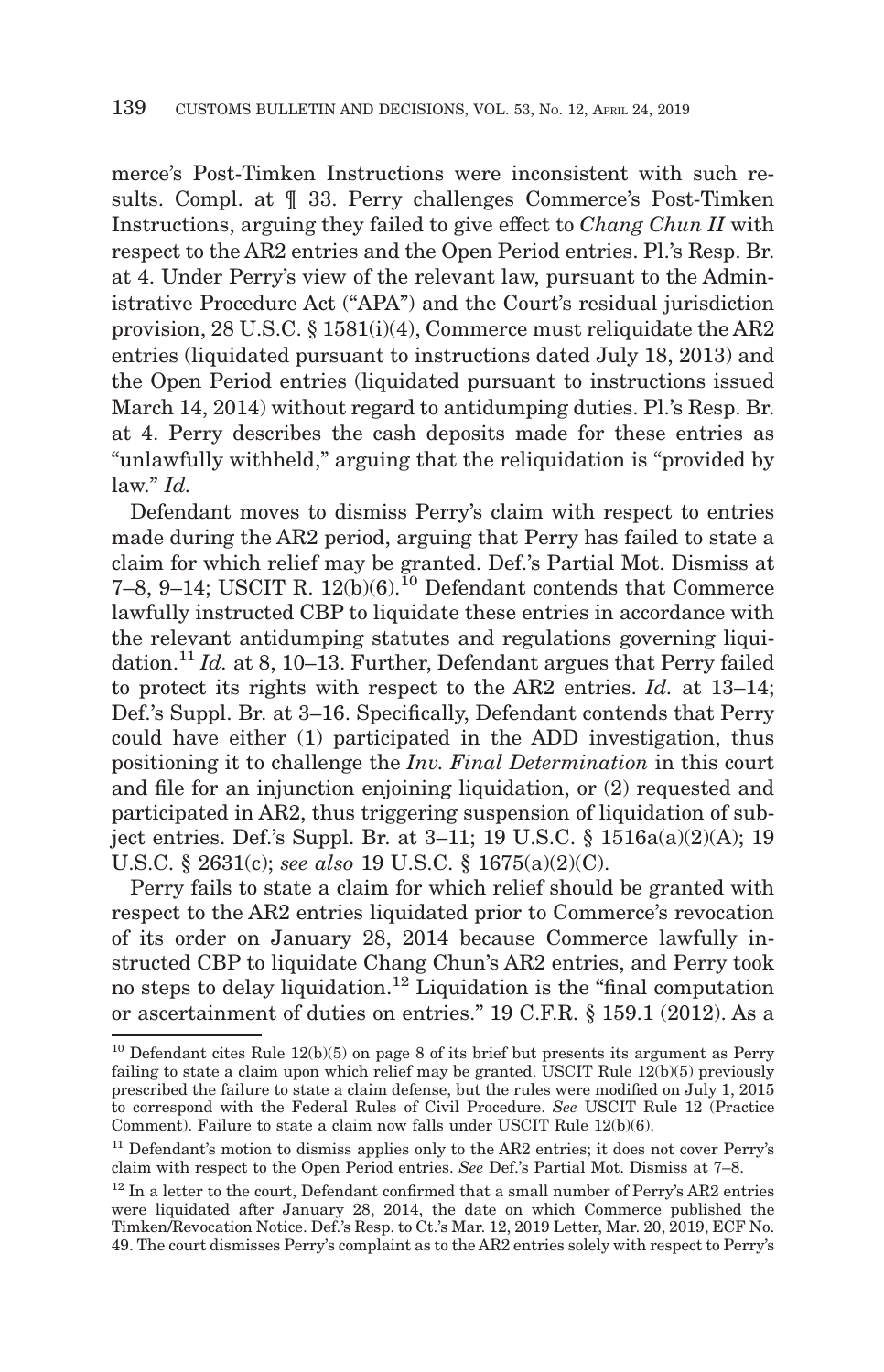merce's Post-Timken Instructions were inconsistent with such results. Compl. at ¶ 33. Perry challenges Commerce's Post-Timken Instructions, arguing they failed to give effect to *Chang Chun II* with respect to the AR2 entries and the Open Period entries. Pl.'s Resp. Br. at 4. Under Perry's view of the relevant law, pursuant to the Administrative Procedure Act ("APA") and the Court's residual jurisdiction provision, 28 U.S.C. § 1581(i)(4), Commerce must reliquidate the AR2 entries (liquidated pursuant to instructions dated July 18, 2013) and the Open Period entries (liquidated pursuant to instructions issued March 14, 2014) without regard to antidumping duties. Pl.'s Resp. Br. at 4. Perry describes the cash deposits made for these entries as "unlawfully withheld," arguing that the reliquidation is "provided by law." *Id.*

Defendant moves to dismiss Perry's claim with respect to entries made during the AR2 period, arguing that Perry has failed to state a claim for which relief may be granted. Def.'s Partial Mot. Dismiss at 7–8, 9–14; USCIT R. 12(b)(6).[10] Defendant contends that Commerce lawfully instructed CBP to liquidate these entries in accordance with the relevant antidumping statutes and regulations governing liquidation.[11] *Id.* at 8, 10–13. Further, Defendant argues that Perry failed to protect its rights with respect to the AR2 entries. *Id.* at 13–14; Def.'s Suppl. Br. at 3–16. Specifically, Defendant contends that Perry could have either (1) participated in the ADD investigation, thus positioning it to challenge the *Inv. Final Determination* in this court and file for an injunction enjoining liquidation, or (2) requested and participated in AR2, thus triggering suspension of liquidation of subject entries. Def.'s Suppl. Br. at 3–11; 19 U.S.C. § 1516a(a)(2)(A); 19 U.S.C. § 2631(c); *see also* 19 U.S.C. § 1675(a)(2)(C).

Perry fails to state a claim for which relief should be granted with respect to the AR2 entries liquidated prior to Commerce's revocation of its order on January 28, 2014 because Commerce lawfully instructed CBP to liquidate Chang Chun's AR2 entries, and Perry took no steps to delay liquidation.[12] Liquidation is the "final computation or ascertainment of duties on entries." 19 C.F.R. § 159.1 (2012). As a

---

[10] Defendant cites Rule 12(b)(5) on page 8 of its brief but presents its argument as Perry failing to state a claim upon which relief may be granted. USCIT Rule 12(b)(5) previously prescribed the failure to state a claim defense, but the rules were modified on July 1, 2015 to correspond with the Federal Rules of Civil Procedure. *See* USCIT Rule 12 (Practice Comment). Failure to state a claim now falls under USCIT Rule 12(b)(6).

[11] Defendant's motion to dismiss applies only to the AR2 entries; it does not cover Perry's claim with respect to the Open Period entries. *See* Def.'s Partial Mot. Dismiss at 7–8.

[12] In a letter to the court, Defendant confirmed that a small number of Perry's AR2 entries were liquidated after January 28, 2014, the date on which Commerce published the Timken/Revocation Notice. Def.'s Resp. to Ct.'s Mar. 12, 2019 Letter, Mar. 20, 2019, ECF No. 49. The court dismisses Perry's complaint as to the AR2 entries solely with respect to Perry's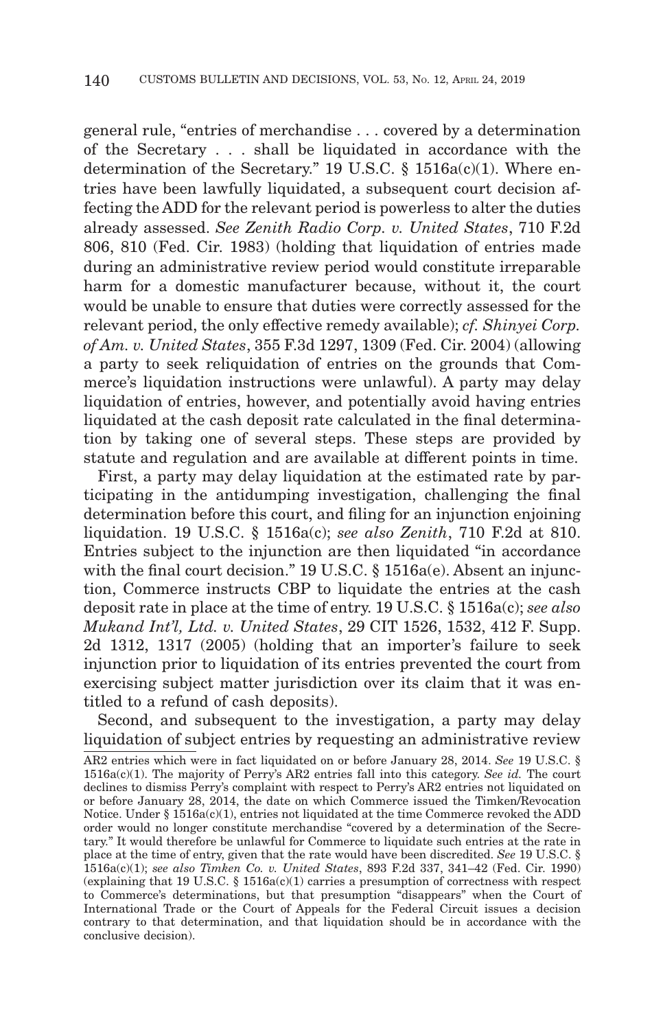general rule, "entries of merchandise . . . covered by a determination of the Secretary . . . shall be liquidated in accordance with the determination of the Secretary." 19 U.S.C. § 1516a(c)(1). Where entries have been lawfully liquidated, a subsequent court decision affecting the ADD for the relevant period is powerless to alter the duties already assessed. *See Zenith Radio Corp. v. United States*, 710 F.2d 806, 810 (Fed. Cir. 1983) (holding that liquidation of entries made during an administrative review period would constitute irreparable harm for a domestic manufacturer because, without it, the court would be unable to ensure that duties were correctly assessed for the relevant period, the only effective remedy available); *cf. Shinyei Corp. of Am. v. United States*, 355 F.3d 1297, 1309 (Fed. Cir. 2004) (allowing a party to seek reliquidation of entries on the grounds that Commerce's liquidation instructions were unlawful). A party may delay liquidation of entries, however, and potentially avoid having entries liquidated at the cash deposit rate calculated in the final determination by taking one of several steps. These steps are provided by statute and regulation and are available at different points in time.

First, a party may delay liquidation at the estimated rate by participating in the antidumping investigation, challenging the final determination before this court, and filing for an injunction enjoining liquidation. 19 U.S.C. § 1516a(c); *see also Zenith*, 710 F.2d at 810. Entries subject to the injunction are then liquidated "in accordance with the final court decision." 19 U.S.C. § 1516a(e). Absent an injunction, Commerce instructs CBP to liquidate the entries at the cash deposit rate in place at the time of entry. 19 U.S.C. § 1516a(c); *see also Mukand Int'l, Ltd. v. United States*, 29 CIT 1526, 1532, 412 F. Supp. 2d 1312, 1317 (2005) (holding that an importer's failure to seek injunction prior to liquidation of its entries prevented the court from exercising subject matter jurisdiction over its claim that it was entitled to a refund of cash deposits).

Second, and subsequent to the investigation, a party may delay liquidation of subject entries by requesting an administrative review

---

AR2 entries which were in fact liquidated on or before January 28, 2014. *See* 19 U.S.C. § 1516a(c)(1). The majority of Perry's AR2 entries fall into this category. *See id.* The court declines to dismiss Perry's complaint with respect to Perry's AR2 entries not liquidated on or before January 28, 2014, the date on which Commerce issued the Timken/Revocation Notice. Under § 1516a(c)(1), entries not liquidated at the time Commerce revoked the ADD order would no longer constitute merchandise "covered by a determination of the Secretary." It would therefore be unlawful for Commerce to liquidate such entries at the rate in place at the time of entry, given that the rate would have been discredited. *See* 19 U.S.C. § 1516a(c)(1); *see also Timken Co. v. United States*, 893 F.2d 337, 341–42 (Fed. Cir. 1990) (explaining that 19 U.S.C. § 1516a(c)(1) carries a presumption of correctness with respect to Commerce's determinations, but that presumption "disappears" when the Court of International Trade or the Court of Appeals for the Federal Circuit issues a decision contrary to that determination, and that liquidation should be in accordance with the conclusive decision).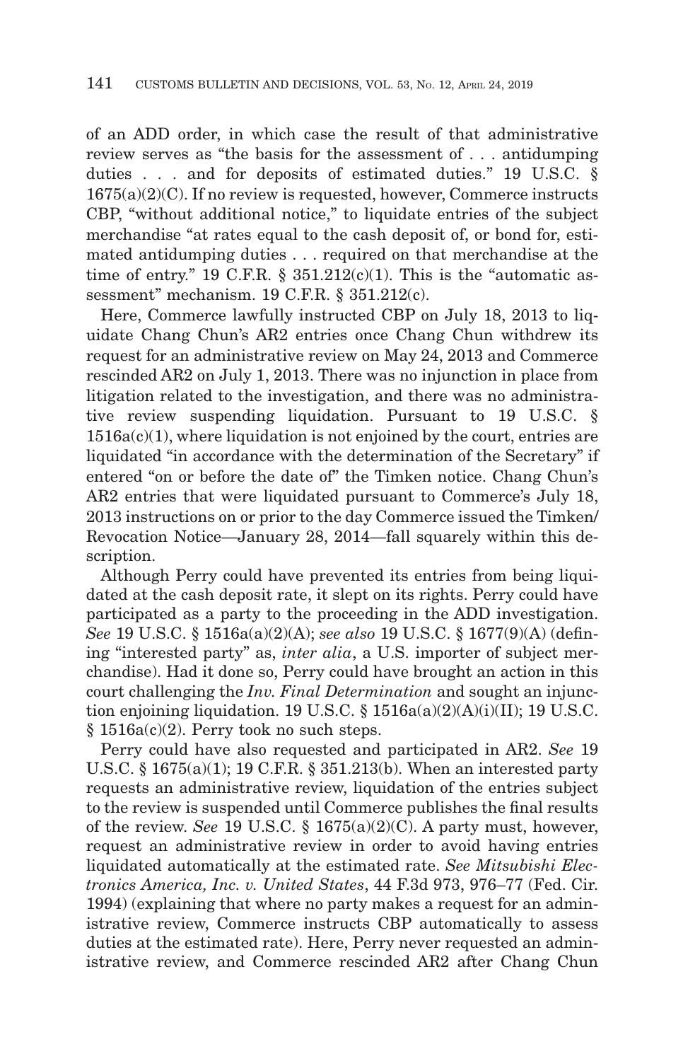of an ADD order, in which case the result of that administrative review serves as "the basis for the assessment of . . . antidumping duties . . . and for deposits of estimated duties." 19 U.S.C. § 1675(a)(2)(C). If no review is requested, however, Commerce instructs CBP, "without additional notice," to liquidate entries of the subject merchandise "at rates equal to the cash deposit of, or bond for, estimated antidumping duties . . . required on that merchandise at the time of entry." 19 C.F.R. § 351.212(c)(1). This is the "automatic assessment" mechanism. 19 C.F.R. § 351.212(c).

Here, Commerce lawfully instructed CBP on July 18, 2013 to liquidate Chang Chun's AR2 entries once Chang Chun withdrew its request for an administrative review on May 24, 2013 and Commerce rescinded AR2 on July 1, 2013. There was no injunction in place from litigation related to the investigation, and there was no administrative review suspending liquidation. Pursuant to 19 U.S.C. § 1516a(c)(1), where liquidation is not enjoined by the court, entries are liquidated "in accordance with the determination of the Secretary" if entered "on or before the date of" the Timken notice. Chang Chun's AR2 entries that were liquidated pursuant to Commerce's July 18, 2013 instructions on or prior to the day Commerce issued the Timken/Revocation Notice—January 28, 2014—fall squarely within this description.

Although Perry could have prevented its entries from being liquidated at the cash deposit rate, it slept on its rights. Perry could have participated as a party to the proceeding in the ADD investigation. *See* 19 U.S.C. § 1516a(a)(2)(A); *see also* 19 U.S.C. § 1677(9)(A) (defining "interested party" as, *inter alia*, a U.S. importer of subject merchandise). Had it done so, Perry could have brought an action in this court challenging the *Inv. Final Determination* and sought an injunction enjoining liquidation. 19 U.S.C. § 1516a(a)(2)(A)(i)(II); 19 U.S.C. § 1516a(c)(2). Perry took no such steps.

Perry could have also requested and participated in AR2. *See* 19 U.S.C. § 1675(a)(1); 19 C.F.R. § 351.213(b). When an interested party requests an administrative review, liquidation of the entries subject to the review is suspended until Commerce publishes the final results of the review. *See* 19 U.S.C. § 1675(a)(2)(C). A party must, however, request an administrative review in order to avoid having entries liquidated automatically at the estimated rate. *See Mitsubishi Electronics America, Inc. v. United States*, 44 F.3d 973, 976–77 (Fed. Cir. 1994) (explaining that where no party makes a request for an administrative review, Commerce instructs CBP automatically to assess duties at the estimated rate). Here, Perry never requested an administrative review, and Commerce rescinded AR2 after Chang Chun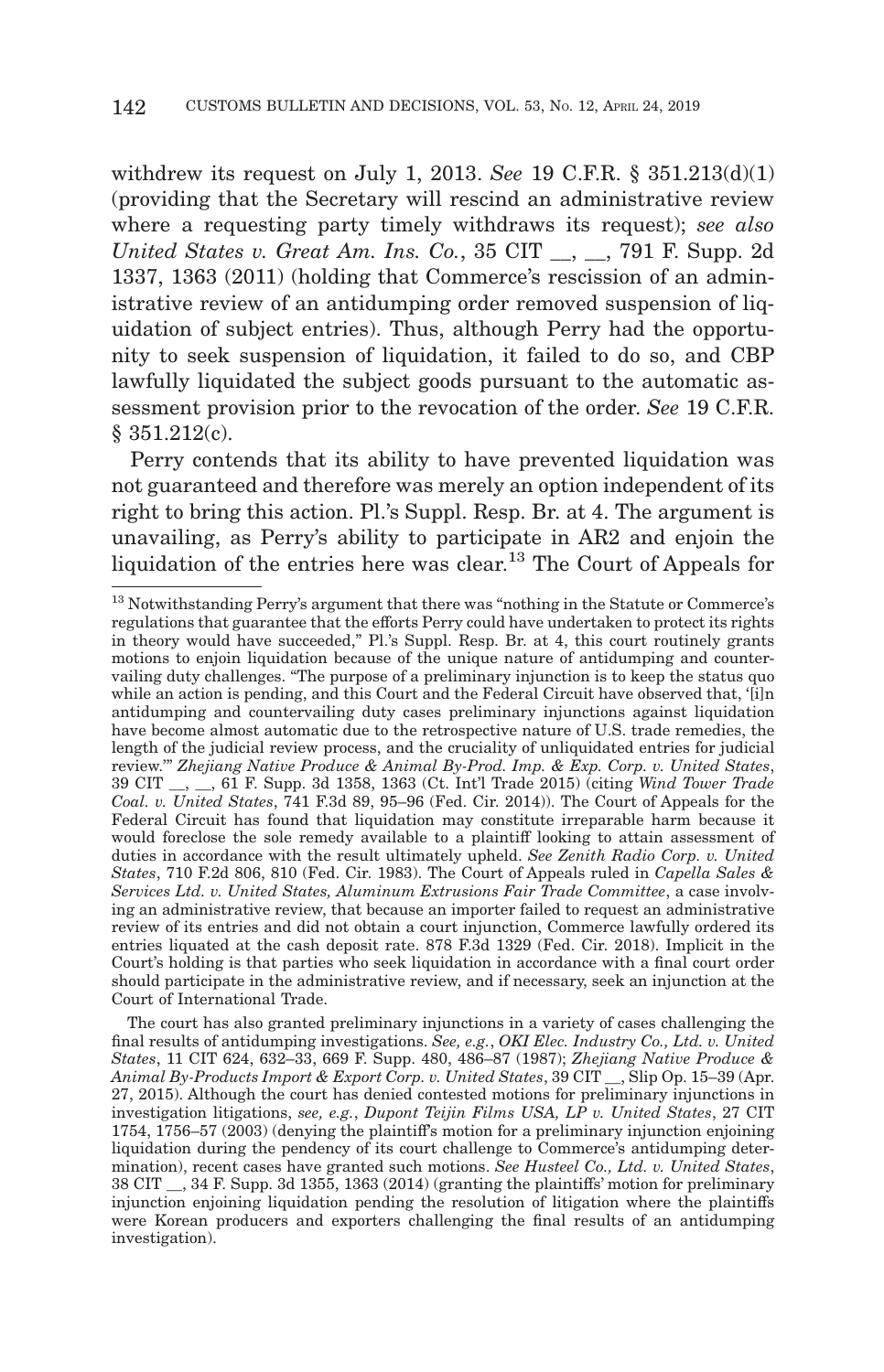withdrew its request on July 1, 2013. *See* 19 C.F.R. § 351.213(d)(1) (providing that the Secretary will rescind an administrative review where a requesting party timely withdraws its request); *see also United States v. Great Am. Ins. Co.*, 35 CIT __, __, 791 F. Supp. 2d 1337, 1363 (2011) (holding that Commerce's rescission of an administrative review of an antidumping order removed suspension of liquidation of subject entries). Thus, although Perry had the opportunity to seek suspension of liquidation, it failed to do so, and CBP lawfully liquidated the subject goods pursuant to the automatic assessment provision prior to the revocation of the order. *See* 19 C.F.R. § 351.212(c).

Perry contends that its ability to have prevented liquidation was not guaranteed and therefore was merely an option independent of its right to bring this action. Pl.'s Suppl. Resp. Br. at 4. The argument is unavailing, as Perry's ability to participate in AR2 and enjoin the liquidation of the entries here was clear.[13] The Court of Appeals for

---

[13] Notwithstanding Perry's argument that there was "nothing in the Statute or Commerce's regulations that guarantee that the efforts Perry could have undertaken to protect its rights in theory would have succeeded," Pl.'s Suppl. Resp. Br. at 4, this court routinely grants motions to enjoin liquidation because of the unique nature of antidumping and countervailing duty challenges. "The purpose of a preliminary injunction is to keep the status quo while an action is pending, and this Court and the Federal Circuit have observed that, '[i]n antidumping and countervailing duty cases preliminary injunctions against liquidation have become almost automatic due to the retrospective nature of U.S. trade remedies, the length of the judicial review process, and the cruciality of unliquidated entries for judicial review.'" *Zhejiang Native Produce & Animal By-Prod. Imp. & Exp. Corp. v. United States*, 39 CIT __, __, 61 F. Supp. 3d 1358, 1363 (Ct. Int'l Trade 2015) (citing *Wind Tower Trade Coal. v. United States*, 741 F.3d 89, 95–96 (Fed. Cir. 2014)). The Court of Appeals for the Federal Circuit has found that liquidation may constitute irreparable harm because it would foreclose the sole remedy available to a plaintiff looking to attain assessment of duties in accordance with the result ultimately upheld. *See Zenith Radio Corp. v. United States*, 710 F.2d 806, 810 (Fed. Cir. 1983). The Court of Appeals ruled in *Capella Sales & Services Ltd. v. United States, Aluminum Extrusions Fair Trade Committee*, a case involving an administrative review, that because an importer failed to request an administrative review of its entries and did not obtain a court injunction, Commerce lawfully ordered its entries liquated at the cash deposit rate. 878 F.3d 1329 (Fed. Cir. 2018). Implicit in the Court's holding is that parties who seek liquidation in accordance with a final court order should participate in the administrative review, and if necessary, seek an injunction at the Court of International Trade.

The court has also granted preliminary injunctions in a variety of cases challenging the final results of antidumping investigations. *See, e.g.*, *OKI Elec. Industry Co., Ltd. v. United States*, 11 CIT 624, 632–33, 669 F. Supp. 480, 486–87 (1987); *Zhejiang Native Produce & Animal By-Products Import & Export Corp. v. United States*, 39 CIT __, Slip Op. 15–39 (Apr. 27, 2015). Although the court has denied contested motions for preliminary injunctions in investigation litigations, *see, e.g.*, *Dupont Teijin Films USA, LP v. United States*, 27 CIT 1754, 1756–57 (2003) (denying the plaintiff's motion for a preliminary injunction enjoining liquidation during the pendency of its court challenge to Commerce's antidumping determination), recent cases have granted such motions. *See Husteel Co., Ltd. v. United States*, 38 CIT __, 34 F. Supp. 3d 1355, 1363 (2014) (granting the plaintiffs' motion for preliminary injunction enjoining liquidation pending the resolution of litigation where the plaintiffs were Korean producers and exporters challenging the final results of an antidumping investigation).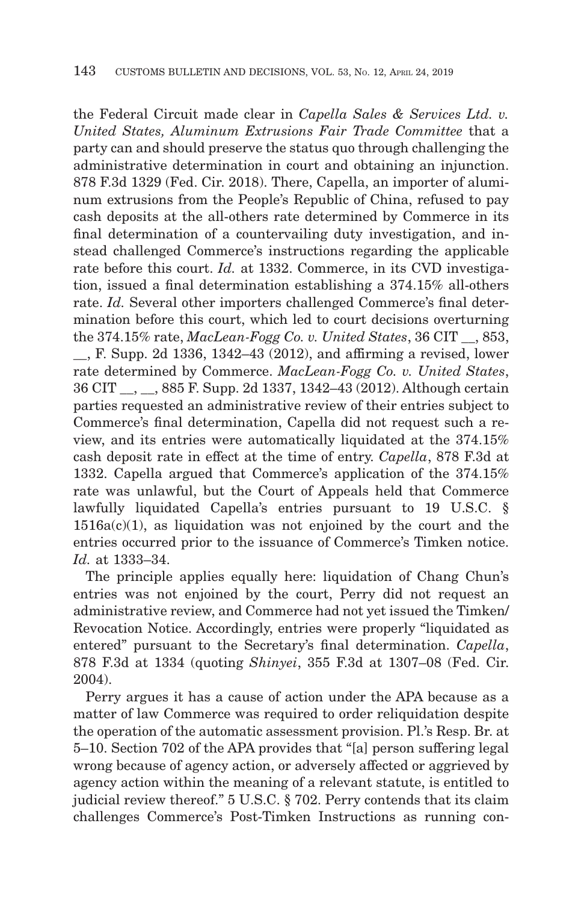the Federal Circuit made clear in *Capella Sales & Services Ltd. v. United States, Aluminum Extrusions Fair Trade Committee* that a party can and should preserve the status quo through challenging the administrative determination in court and obtaining an injunction. 878 F.3d 1329 (Fed. Cir. 2018). There, Capella, an importer of aluminum extrusions from the People's Republic of China, refused to pay cash deposits at the all-others rate determined by Commerce in its final determination of a countervailing duty investigation, and instead challenged Commerce's instructions regarding the applicable rate before this court. *Id.* at 1332. Commerce, in its CVD investigation, issued a final determination establishing a 374.15% all-others rate. *Id.* Several other importers challenged Commerce's final determination before this court, which led to court decisions overturning the 374.15% rate, *MacLean-Fogg Co. v. United States*, 36 CIT __, 853, __, F. Supp. 2d 1336, 1342–43 (2012), and affirming a revised, lower rate determined by Commerce. *MacLean-Fogg Co. v. United States*, 36 CIT __, __, 885 F. Supp. 2d 1337, 1342–43 (2012). Although certain parties requested an administrative review of their entries subject to Commerce's final determination, Capella did not request such a review, and its entries were automatically liquidated at the 374.15% cash deposit rate in effect at the time of entry. *Capella*, 878 F.3d at 1332. Capella argued that Commerce's application of the 374.15% rate was unlawful, but the Court of Appeals held that Commerce lawfully liquidated Capella's entries pursuant to 19 U.S.C. § 1516a(c)(1), as liquidation was not enjoined by the court and the entries occurred prior to the issuance of Commerce's Timken notice. *Id.* at 1333–34.

The principle applies equally here: liquidation of Chang Chun's entries was not enjoined by the court, Perry did not request an administrative review, and Commerce had not yet issued the Timken/Revocation Notice. Accordingly, entries were properly "liquidated as entered" pursuant to the Secretary's final determination. *Capella*, 878 F.3d at 1334 (quoting *Shinyei*, 355 F.3d at 1307–08 (Fed. Cir. 2004).

Perry argues it has a cause of action under the APA because as a matter of law Commerce was required to order reliquidation despite the operation of the automatic assessment provision. Pl.'s Resp. Br. at 5–10. Section 702 of the APA provides that "[a] person suffering legal wrong because of agency action, or adversely affected or aggrieved by agency action within the meaning of a relevant statute, is entitled to judicial review thereof." 5 U.S.C. § 702. Perry contends that its claim challenges Commerce's Post-Timken Instructions as running con-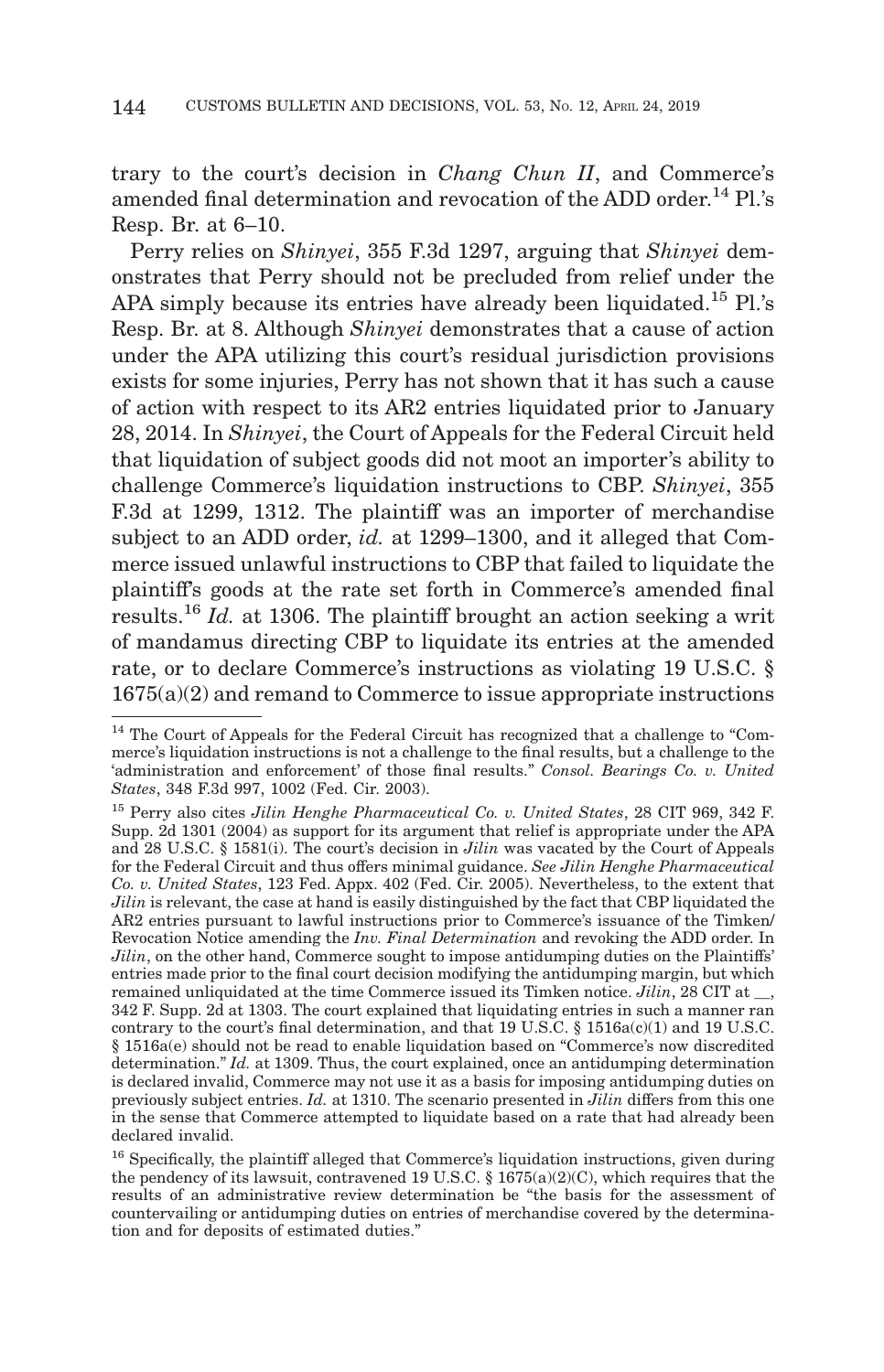trary to the court's decision in *Chang Chun II*, and Commerce's amended final determination and revocation of the ADD order.[14] Pl.'s Resp. Br. at 6–10.

Perry relies on *Shinyei*, 355 F.3d 1297, arguing that *Shinyei* demonstrates that Perry should not be precluded from relief under the APA simply because its entries have already been liquidated.[15] Pl.'s Resp. Br. at 8. Although *Shinyei* demonstrates that a cause of action under the APA utilizing this court's residual jurisdiction provisions exists for some injuries, Perry has not shown that it has such a cause of action with respect to its AR2 entries liquidated prior to January 28, 2014. In *Shinyei*, the Court of Appeals for the Federal Circuit held that liquidation of subject goods did not moot an importer's ability to challenge Commerce's liquidation instructions to CBP. *Shinyei*, 355 F.3d at 1299, 1312. The plaintiff was an importer of merchandise subject to an ADD order, *id.* at 1299–1300, and it alleged that Commerce issued unlawful instructions to CBP that failed to liquidate the plaintiff's goods at the rate set forth in Commerce's amended final results.[16] *Id.* at 1306. The plaintiff brought an action seeking a writ of mandamus directing CBP to liquidate its entries at the amended rate, or to declare Commerce's instructions as violating 19 U.S.C. § 1675(a)(2) and remand to Commerce to issue appropriate instructions

---

[14] The Court of Appeals for the Federal Circuit has recognized that a challenge to "Commerce's liquidation instructions is not a challenge to the final results, but a challenge to the 'administration and enforcement' of those final results." *Consol. Bearings Co. v. United States*, 348 F.3d 997, 1002 (Fed. Cir. 2003).

[15] Perry also cites *Jilin Henghe Pharmaceutical Co. v. United States*, 28 CIT 969, 342 F. Supp. 2d 1301 (2004) as support for its argument that relief is appropriate under the APA and 28 U.S.C. § 1581(i). The court's decision in *Jilin* was vacated by the Court of Appeals for the Federal Circuit and thus offers minimal guidance. *See Jilin Henghe Pharmaceutical Co. v. United States*, 123 Fed. Appx. 402 (Fed. Cir. 2005). Nevertheless, to the extent that *Jilin* is relevant, the case at hand is easily distinguished by the fact that CBP liquidated the AR2 entries pursuant to lawful instructions prior to Commerce's issuance of the Timken/Revocation Notice amending the *Inv. Final Determination* and revoking the ADD order. In *Jilin*, on the other hand, Commerce sought to impose antidumping duties on the Plaintiffs' entries made prior to the final court decision modifying the antidumping margin, but which remained unliquidated at the time Commerce issued its Timken notice. *Jilin*, 28 CIT at __, 342 F. Supp. 2d at 1303. The court explained that liquidating entries in such a manner ran contrary to the court's final determination, and that 19 U.S.C. § 1516a(c)(1) and 19 U.S.C. § 1516a(e) should not be read to enable liquidation based on "Commerce's now discredited determination." *Id.* at 1309. Thus, the court explained, once an antidumping determination is declared invalid, Commerce may not use it as a basis for imposing antidumping duties on previously subject entries. *Id.* at 1310. The scenario presented in *Jilin* differs from this one in the sense that Commerce attempted to liquidate based on a rate that had already been declared invalid.

[16] Specifically, the plaintiff alleged that Commerce's liquidation instructions, given during the pendency of its lawsuit, contravened 19 U.S.C. § 1675(a)(2)(C), which requires that the results of an administrative review determination be "the basis for the assessment of countervailing or antidumping duties on entries of merchandise covered by the determination and for deposits of estimated duties."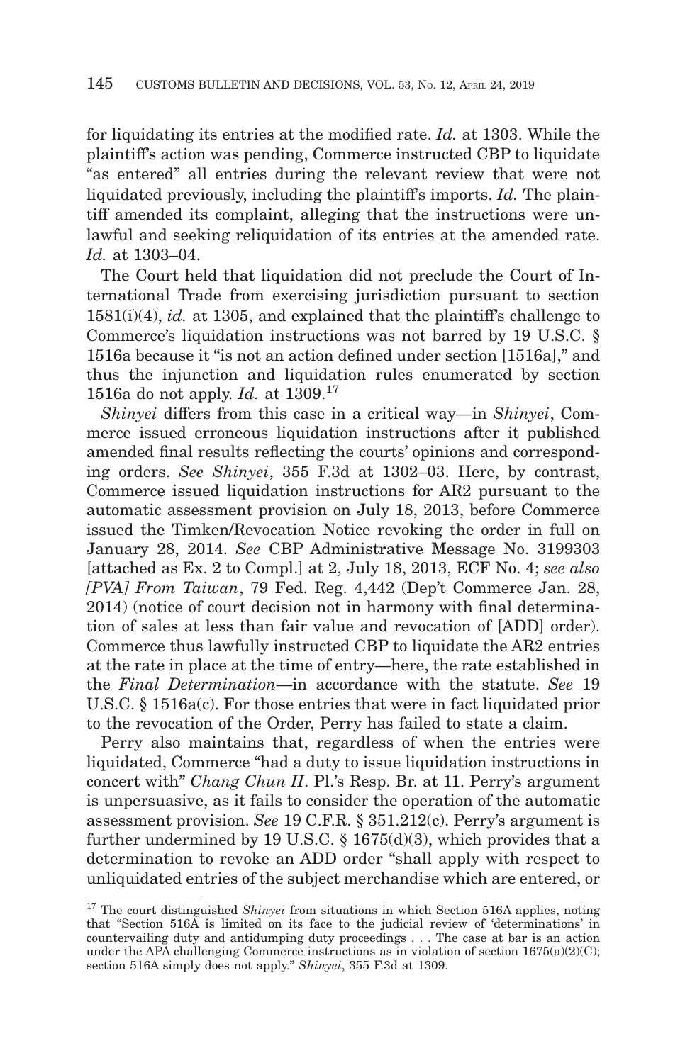for liquidating its entries at the modified rate. *Id.* at 1303. While the plaintiff's action was pending, Commerce instructed CBP to liquidate "as entered" all entries during the relevant review that were not liquidated previously, including the plaintiff's imports. *Id.* The plaintiff amended its complaint, alleging that the instructions were unlawful and seeking reliquidation of its entries at the amended rate. *Id.* at 1303–04.

The Court held that liquidation did not preclude the Court of International Trade from exercising jurisdiction pursuant to section 1581(i)(4), *id.* at 1305, and explained that the plaintiff's challenge to Commerce's liquidation instructions was not barred by 19 U.S.C. § 1516a because it "is not an action defined under section [1516a]," and thus the injunction and liquidation rules enumerated by section 1516a do not apply. *Id.* at 1309.[17]

*Shinyei* differs from this case in a critical way—in *Shinyei*, Commerce issued erroneous liquidation instructions after it published amended final results reflecting the courts' opinions and corresponding orders. *See Shinyei*, 355 F.3d at 1302–03. Here, by contrast, Commerce issued liquidation instructions for AR2 pursuant to the automatic assessment provision on July 18, 2013, before Commerce issued the Timken/Revocation Notice revoking the order in full on January 28, 2014. *See* CBP Administrative Message No. 3199303 [attached as Ex. 2 to Compl.] at 2, July 18, 2013, ECF No. 4; *see also [PVA] From Taiwan*, 79 Fed. Reg. 4,442 (Dep't Commerce Jan. 28, 2014) (notice of court decision not in harmony with final determination of sales at less than fair value and revocation of [ADD] order). Commerce thus lawfully instructed CBP to liquidate the AR2 entries at the rate in place at the time of entry—here, the rate established in the *Final Determination*—in accordance with the statute. *See* 19 U.S.C. § 1516a(c). For those entries that were in fact liquidated prior to the revocation of the Order, Perry has failed to state a claim.

Perry also maintains that, regardless of when the entries were liquidated, Commerce "had a duty to issue liquidation instructions in concert with" *Chang Chun II*. Pl.'s Resp. Br. at 11. Perry's argument is unpersuasive, as it fails to consider the operation of the automatic assessment provision. *See* 19 C.F.R. § 351.212(c). Perry's argument is further undermined by 19 U.S.C. § 1675(d)(3), which provides that a determination to revoke an ADD order "shall apply with respect to unliquidated entries of the subject merchandise which are entered, or

---

[17] The court distinguished *Shinyei* from situations in which Section 516A applies, noting that "Section 516A is limited on its face to the judicial review of 'determinations' in countervailing duty and antidumping duty proceedings . . . The case at bar is an action under the APA challenging Commerce instructions as in violation of section 1675(a)(2)(C); section 516A simply does not apply." *Shinyei*, 355 F.3d at 1309.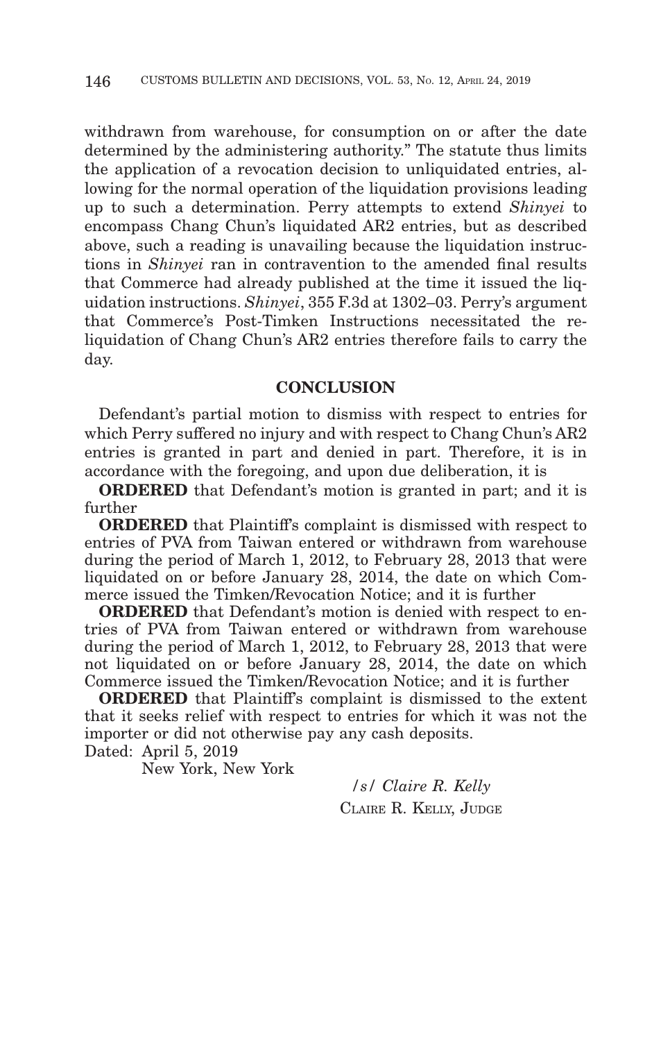withdrawn from warehouse, for consumption on or after the date determined by the administering authority." The statute thus limits the application of a revocation decision to unliquidated entries, allowing for the normal operation of the liquidation provisions leading up to such a determination. Perry attempts to extend *Shinyei* to encompass Chang Chun's liquidated AR2 entries, but as described above, such a reading is unavailing because the liquidation instructions in *Shinyei* ran in contravention to the amended final results that Commerce had already published at the time it issued the liquidation instructions. *Shinyei*, 355 F.3d at 1302–03. Perry's argument that Commerce's Post-Timken Instructions necessitated the re-liquidation of Chang Chun's AR2 entries therefore fails to carry the day.

## CONCLUSION

Defendant's partial motion to dismiss with respect to entries for which Perry suffered no injury and with respect to Chang Chun's AR2 entries is granted in part and denied in part. Therefore, it is in accordance with the foregoing, and upon due deliberation, it is

**ORDERED** that Defendant's motion is granted in part; and it is further

**ORDERED** that Plaintiff's complaint is dismissed with respect to entries of PVA from Taiwan entered or withdrawn from warehouse during the period of March 1, 2012, to February 28, 2013 that were liquidated on or before January 28, 2014, the date on which Commerce issued the Timken/Revocation Notice; and it is further

**ORDERED** that Defendant's motion is denied with respect to entries of PVA from Taiwan entered or withdrawn from warehouse during the period of March 1, 2012, to February 28, 2013 that were not liquidated on or before January 28, 2014, the date on which Commerce issued the Timken/Revocation Notice; and it is further

**ORDERED** that Plaintiff's complaint is dismissed to the extent that it seeks relief with respect to entries for which it was not the importer or did not otherwise pay any cash deposits.

Dated: April 5, 2019
New York, New York

/s/ *Claire R. Kelly*
CLAIRE R. KELLY, JUDGE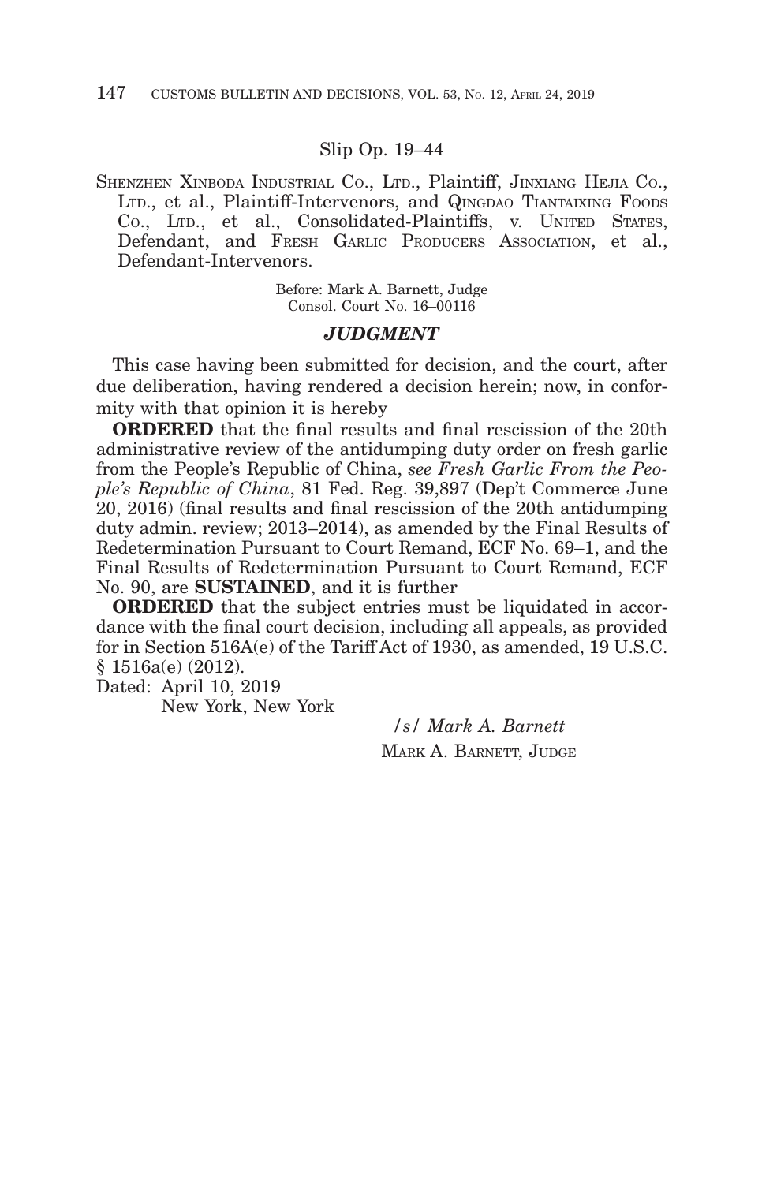Slip Op. 19–44

SHENZHEN XINBODA INDUSTRIAL CO., LTD., Plaintiff, JINXIANG HEJIA CO., LTD., et al., Plaintiff-Intervenors, and QINGDAO TIANTAIXING FOODS CO., LTD., et al., Consolidated-Plaintiffs, v. UNITED STATES, Defendant, and FRESH GARLIC PRODUCERS ASSOCIATION, et al., Defendant-Intervenors.

Before: Mark A. Barnett, Judge
Consol. Court No. 16–00116

## *JUDGMENT*

This case having been submitted for decision, and the court, after due deliberation, having rendered a decision herein; now, in conformity with that opinion it is hereby

**ORDERED** that the final results and final rescission of the 20th administrative review of the antidumping duty order on fresh garlic from the People's Republic of China, *see Fresh Garlic From the People's Republic of China*, 81 Fed. Reg. 39,897 (Dep't Commerce June 20, 2016) (final results and final rescission of the 20th antidumping duty admin. review; 2013–2014), as amended by the Final Results of Redetermination Pursuant to Court Remand, ECF No. 69–1, and the Final Results of Redetermination Pursuant to Court Remand, ECF No. 90, are **SUSTAINED**, and it is further

**ORDERED** that the subject entries must be liquidated in accordance with the final court decision, including all appeals, as provided for in Section 516A(e) of the Tariff Act of 1930, as amended, 19 U.S.C. § 1516a(e) (2012).

Dated: April 10, 2019
New York, New York

/s/ *Mark A. Barnett*
MARK A. BARNETT, JUDGE